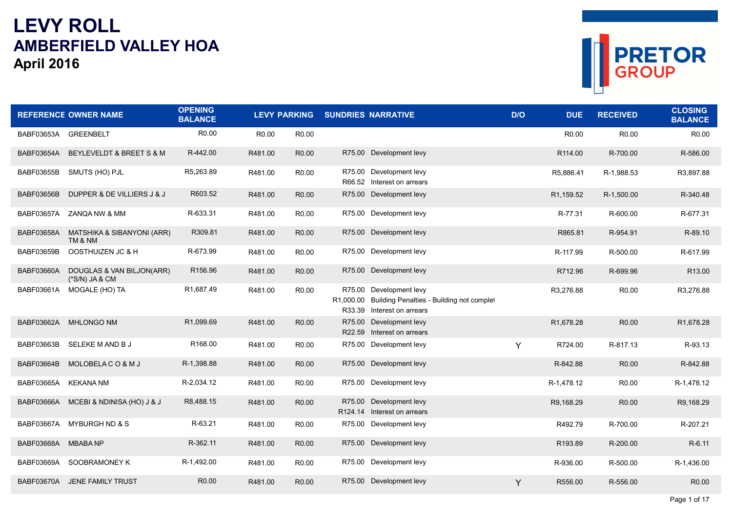# LEVY ROLL
## AMBERFIELD VALLEY HOA
### April 2016

| REFERENCE | OWNER NAME | OPENING BALANCE | LEVY | PARKING | SUNDRIES | NARRATIVE | D/O | DUE | RECEIVED | CLOSING BALANCE |
|---|---|---|---|---|---|---|---|---|---|---|
| BABF03653A | GREENBELT | R0.00 | R0.00 | R0.00 | | | | R0.00 | R0.00 | R0.00 |
| BABF03654A | BEYLEVELDT & BREET S & M | R-442.00 | R481.00 | R0.00 | R75.00 | Development levy | | R114.00 | R-700.00 | R-586.00 |
| BABF03655B | SMUTS (HO) PJL | R5,263.89 | R481.00 | R0.00 | R75.00<br>R66.52 | Development levy<br>Interest on arrears | | R5,886.41 | R-1,988.53 | R3,897.88 |
| BABF03656B | DUPPER & DE VILLIERS J & J | R603.52 | R481.00 | R0.00 | R75.00 | Development levy | | R1,159.52 | R-1,500.00 | R-340.48 |
| BABF03657A | ZANQA NW & MM | R-633.31 | R481.00 | R0.00 | R75.00 | Development levy | | R-77.31 | R-600.00 | R-677.31 |
| BABF03658A | MATSHIKA & SIBANYONI (ARR) TM & NM | R309.81 | R481.00 | R0.00 | R75.00 | Development levy | | R865.81 | R-954.91 | R-89.10 |
| BABF03659B | OOSTHUIZEN JC & H | R-673.99 | R481.00 | R0.00 | R75.00 | Development levy | | R-117.99 | R-500.00 | R-617.99 |
| BABF03660A | DOUGLAS & VAN BILJON(ARR) (*S/N) JA & CM | R156.96 | R481.00 | R0.00 | R75.00 | Development levy | | R712.96 | R-699.96 | R13.00 |
| BABF03661A | MOGALE (HO) TA | R1,687.49 | R481.00 | R0.00 | R75.00<br>R1,000.00<br>R33.39 | Development levy<br>Building Penalties - Building not complet<br>Interest on arrears | | R3,276.88 | R0.00 | R3,276.88 |
| BABF03662A | MHLONGO NM | R1,099.69 | R481.00 | R0.00 | R75.00<br>R22.59 | Development levy<br>Interest on arrears | | R1,678.28 | R0.00 | R1,678.28 |
| BABF03663B | SELEKE M AND B J | R168.00 | R481.00 | R0.00 | R75.00 | Development levy | Y | R724.00 | R-817.13 | R-93.13 |
| BABF03664B | MOLOBELA C O & M J | R-1,398.88 | R481.00 | R0.00 | R75.00 | Development levy | | R-842.88 | R0.00 | R-842.88 |
| BABF03665A | KEKANA NM | R-2,034.12 | R481.00 | R0.00 | R75.00 | Development levy | | R-1,478.12 | R0.00 | R-1,478.12 |
| BABF03666A | MCEBI & NDINISA (HO) J & J | R8,488.15 | R481.00 | R0.00 | R75.00<br>R124.14 | Development levy<br>Interest on arrears | | R9,168.29 | R0.00 | R9,168.29 |
| BABF03667A | MYBURGH ND & S | R-63.21 | R481.00 | R0.00 | R75.00 | Development levy | | R492.79 | R-700.00 | R-207.21 |
| BABF03668A | MBABA NP | R-362.11 | R481.00 | R0.00 | R75.00 | Development levy | | R193.89 | R-200.00 | R-6.11 |
| BABF03669A | SOOBRAMONEY K | R-1,492.00 | R481.00 | R0.00 | R75.00 | Development levy | | R-936.00 | R-500.00 | R-1,436.00 |
| BABF03670A | JENE FAMILY TRUST | R0.00 | R481.00 | R0.00 | R75.00 | Development levy | Y | R556.00 | R-556.00 | R0.00 |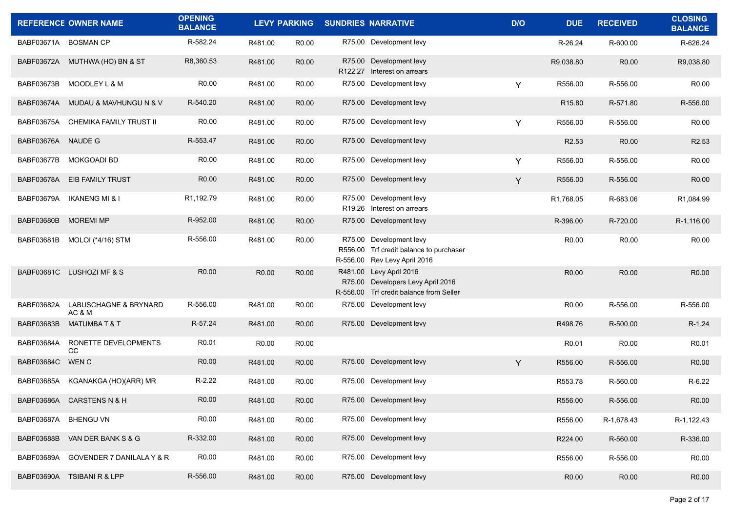| REFERENCE | OWNER NAME | OPENING BALANCE | LEVY | PARKING | SUNDRIES | NARRATIVE | D/O | DUE | RECEIVED | CLOSING BALANCE |
|---|---|---|---|---|---|---|---|---|---|---|
| BABF03671A | BOSMAN CP | R-582.24 | R481.00 | R0.00 | R75.00 | Development levy | | R-26.24 | R-600.00 | R-626.24 |
| BABF03672A | MUTHWA (HO) BN & ST | R8,360.53 | R481.00 | R0.00 | R75.00<br>R122.27 | Development levy<br>Interest on arrears | | R9,038.80 | R0.00 | R9,038.80 |
| BABF03673B | MOODLEY L & M | R0.00 | R481.00 | R0.00 | R75.00 | Development levy | Y | R556.00 | R-556.00 | R0.00 |
| BABF03674A | MUDAU & MAVHUNGU N & V | R-540.20 | R481.00 | R0.00 | R75.00 | Development levy | | R15.80 | R-571.80 | R-556.00 |
| BABF03675A | CHEMIKA FAMILY TRUST II | R0.00 | R481.00 | R0.00 | R75.00 | Development levy | Y | R556.00 | R-556.00 | R0.00 |
| BABF03676A | NAUDE G | R-553.47 | R481.00 | R0.00 | R75.00 | Development levy | | R2.53 | R0.00 | R2.53 |
| BABF03677B | MOKGOADI BD | R0.00 | R481.00 | R0.00 | R75.00 | Development levy | Y | R556.00 | R-556.00 | R0.00 |
| BABF03678A | EIB FAMILY TRUST | R0.00 | R481.00 | R0.00 | R75.00 | Development levy | Y | R556.00 | R-556.00 | R0.00 |
| BABF03679A | IKANENG MI & I | R1,192.79 | R481.00 | R0.00 | R75.00<br>R19.26 | Development levy<br>Interest on arrears | | R1,768.05 | R-683.06 | R1,084.99 |
| BABF03680B | MOREMI MP | R-952.00 | R481.00 | R0.00 | R75.00 | Development levy | | R-396.00 | R-720.00 | R-1,116.00 |
| BABF03681B | MOLOI (*4/16) STM | R-556.00 | R481.00 | R0.00 | R75.00<br>R556.00<br>R-556.00 | Development levy<br>Trf credit balance to purchaser<br>Rev Levy April 2016 | | R0.00 | R0.00 | R0.00 |
| BABF03681C | LUSHOZI MF & S | R0.00 | R0.00 | R0.00 | R481.00<br>R75.00<br>R-556.00 | Levy April 2016<br>Developers Levy April 2016<br>Trf credit balance from Seller | | R0.00 | R0.00 | R0.00 |
| BABF03682A | LABUSCHAGNE & BRYNARD AC & M | R-556.00 | R481.00 | R0.00 | R75.00 | Development levy | | R0.00 | R-556.00 | R-556.00 |
| BABF03683B | MATUMBA T & T | R-57.24 | R481.00 | R0.00 | R75.00 | Development levy | | R498.76 | R-500.00 | R-1.24 |
| BABF03684A | RONETTE DEVELOPMENTS CC | R0.01 | R0.00 | R0.00 | | | | R0.01 | R0.00 | R0.01 |
| BABF03684C | WEN C | R0.00 | R481.00 | R0.00 | R75.00 | Development levy | Y | R556.00 | R-556.00 | R0.00 |
| BABF03685A | KGANAKGA (HO)(ARR) MR | R-2.22 | R481.00 | R0.00 | R75.00 | Development levy | | R553.78 | R-560.00 | R-6.22 |
| BABF03686A | CARSTENS N & H | R0.00 | R481.00 | R0.00 | R75.00 | Development levy | | R556.00 | R-556.00 | R0.00 |
| BABF03687A | BHENGU VN | R0.00 | R481.00 | R0.00 | R75.00 | Development levy | | R556.00 | R-1,678.43 | R-1,122.43 |
| BABF03688B | VAN DER BANK S & G | R-332.00 | R481.00 | R0.00 | R75.00 | Development levy | | R224.00 | R-560.00 | R-336.00 |
| BABF03689A | GOVENDER 7 DANILALA Y & R | R0.00 | R481.00 | R0.00 | R75.00 | Development levy | | R556.00 | R-556.00 | R0.00 |
| BABF03690A | TSIBANI R & LPP | R-556.00 | R481.00 | R0.00 | R75.00 | Development levy | | R0.00 | R0.00 | R0.00 |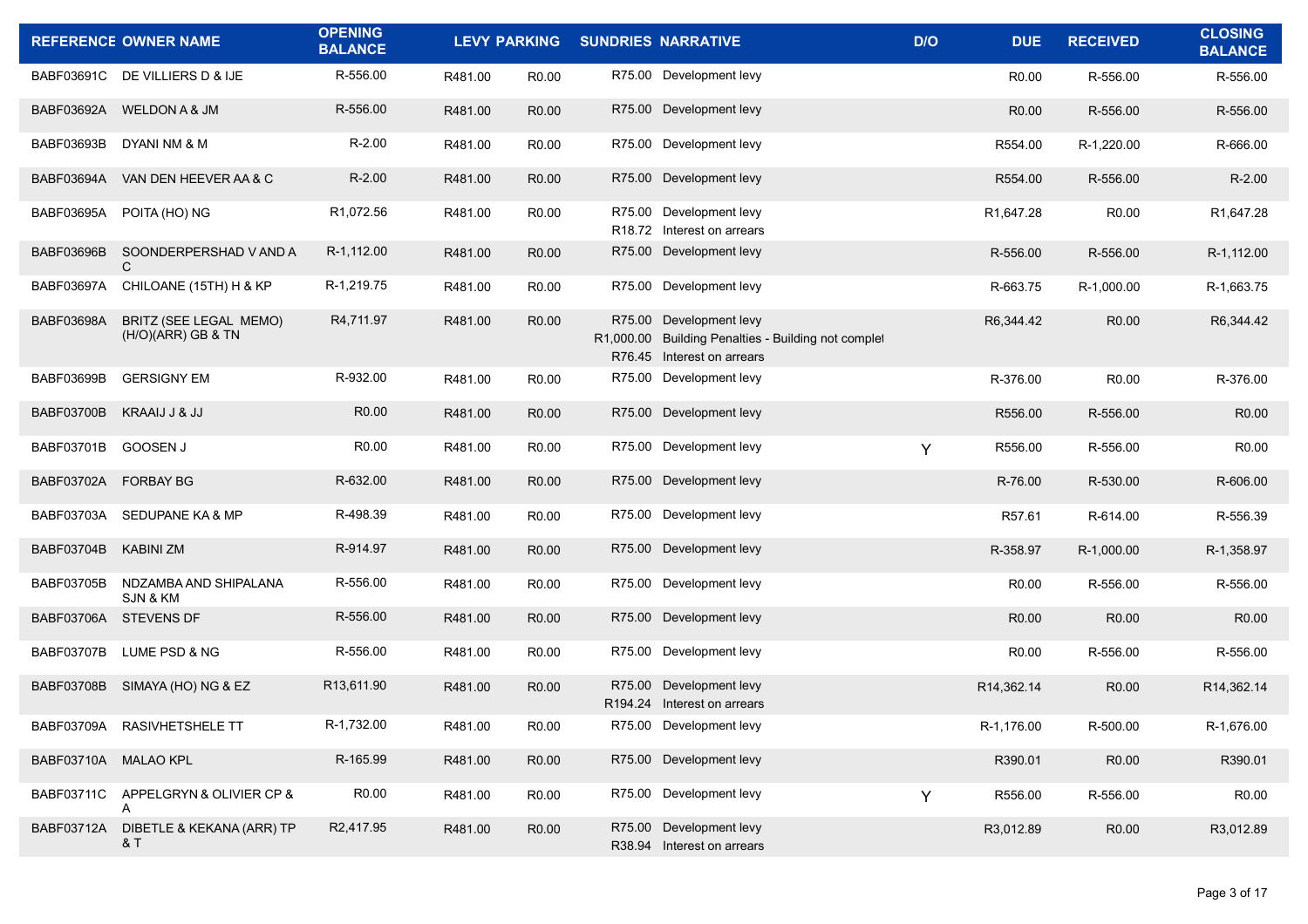| REFERENCE | OWNER NAME | OPENING BALANCE | LEVY | PARKING | SUNDRIES | NARRATIVE | D/O | DUE | RECEIVED | CLOSING BALANCE |
|---|---|---|---|---|---|---|---|---|---|---|
| BABF03691C | DE VILLIERS D & IJE | R-556.00 | R481.00 | R0.00 | R75.00 | Development levy | | R0.00 | R-556.00 | R-556.00 |
| BABF03692A | WELDON A & JM | R-556.00 | R481.00 | R0.00 | R75.00 | Development levy | | R0.00 | R-556.00 | R-556.00 |
| BABF03693B | DYANI NM & M | R-2.00 | R481.00 | R0.00 | R75.00 | Development levy | | R554.00 | R-1,220.00 | R-666.00 |
| BABF03694A | VAN DEN HEEVER AA & C | R-2.00 | R481.00 | R0.00 | R75.00 | Development levy | | R554.00 | R-556.00 | R-2.00 |
| BABF03695A | POITA (HO) NG | R1,072.56 | R481.00 | R0.00 | R75.00<br>R18.72 | Development levy<br>Interest on arrears | | R1,647.28 | R0.00 | R1,647.28 |
| BABF03696B | SOONDERPERSHAD V AND A C | R-1,112.00 | R481.00 | R0.00 | R75.00 | Development levy | | R-556.00 | R-556.00 | R-1,112.00 |
| BABF03697A | CHILOANE (15TH) H & KP | R-1,219.75 | R481.00 | R0.00 | R75.00 | Development levy | | R-663.75 | R-1,000.00 | R-1,663.75 |
| BABF03698A | BRITZ (SEE LEGAL MEMO) (H/O)(ARR) GB & TN | R4,711.97 | R481.00 | R0.00 | R75.00<br>R1,000.00<br>R76.45 | Development levy<br>Building Penalties - Building not complet<br>Interest on arrears | | R6,344.42 | R0.00 | R6,344.42 |
| BABF03699B | GERSIGNY EM | R-932.00 | R481.00 | R0.00 | R75.00 | Development levy | | R-376.00 | R0.00 | R-376.00 |
| BABF03700B | KRAAIJ J & JJ | R0.00 | R481.00 | R0.00 | R75.00 | Development levy | | R556.00 | R-556.00 | R0.00 |
| BABF03701B | GOOSEN J | R0.00 | R481.00 | R0.00 | R75.00 | Development levy | Y | R556.00 | R-556.00 | R0.00 |
| BABF03702A | FORBAY BG | R-632.00 | R481.00 | R0.00 | R75.00 | Development levy | | R-76.00 | R-530.00 | R-606.00 |
| BABF03703A | SEDUPANE KA & MP | R-498.39 | R481.00 | R0.00 | R75.00 | Development levy | | R57.61 | R-614.00 | R-556.39 |
| BABF03704B | KABINI ZM | R-914.97 | R481.00 | R0.00 | R75.00 | Development levy | | R-358.97 | R-1,000.00 | R-1,358.97 |
| BABF03705B | NDZAMBA AND SHIPALANA SJN & KM | R-556.00 | R481.00 | R0.00 | R75.00 | Development levy | | R0.00 | R-556.00 | R-556.00 |
| BABF03706A | STEVENS DF | R-556.00 | R481.00 | R0.00 | R75.00 | Development levy | | R0.00 | R0.00 | R0.00 |
| BABF03707B | LUME PSD & NG | R-556.00 | R481.00 | R0.00 | R75.00 | Development levy | | R0.00 | R-556.00 | R-556.00 |
| BABF03708B | SIMAYA (HO) NG & EZ | R13,611.90 | R481.00 | R0.00 | R75.00<br>R194.24 | Development levy<br>Interest on arrears | | R14,362.14 | R0.00 | R14,362.14 |
| BABF03709A | RASIVHETSHELE TT | R-1,732.00 | R481.00 | R0.00 | R75.00 | Development levy | | R-1,176.00 | R-500.00 | R-1,676.00 |
| BABF03710A | MALAO KPL | R-165.99 | R481.00 | R0.00 | R75.00 | Development levy | | R390.01 | R0.00 | R390.01 |
| BABF03711C | APPELGRYN & OLIVIER CP & A | R0.00 | R481.00 | R0.00 | R75.00 | Development levy | Y | R556.00 | R-556.00 | R0.00 |
| BABF03712A | DIBETLE & KEKANA (ARR) TP & T | R2,417.95 | R481.00 | R0.00 | R75.00<br>R38.94 | Development levy<br>Interest on arrears | | R3,012.89 | R0.00 | R3,012.89 |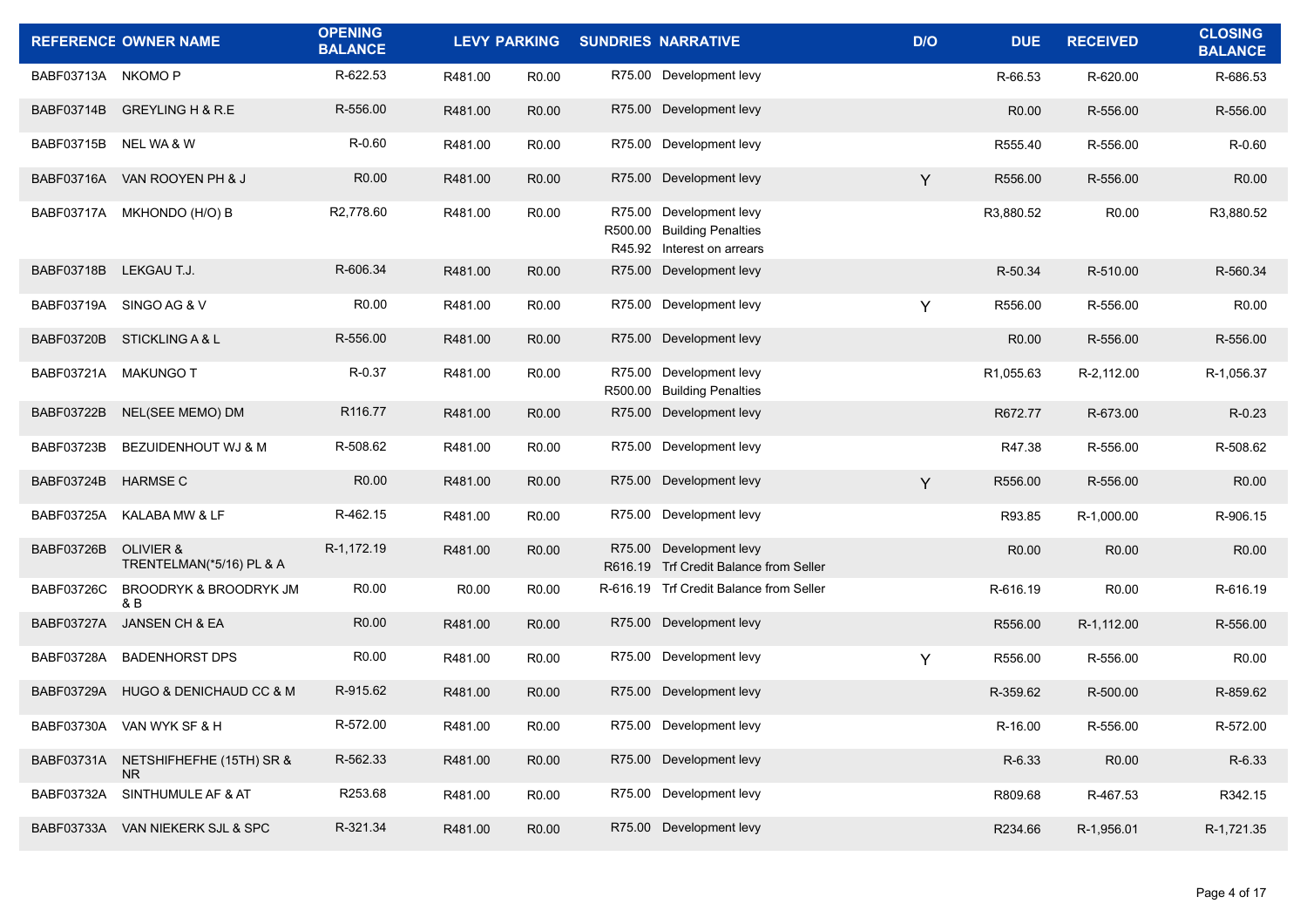| REFERENCE | OWNER NAME | OPENING BALANCE | LEVY | PARKING | SUNDRIES | NARRATIVE | D/O | DUE | RECEIVED | CLOSING BALANCE |
|---|---|---|---|---|---|---|---|---|---|---|
| BABF03713A | NKOMO P | R-622.53 | R481.00 | R0.00 | R75.00 | Development levy | | R-66.53 | R-620.00 | R-686.53 |
| BABF03714B | GREYLING H & R.E | R-556.00 | R481.00 | R0.00 | R75.00 | Development levy | | R0.00 | R-556.00 | R-556.00 |
| BABF03715B | NEL WA & W | R-0.60 | R481.00 | R0.00 | R75.00 | Development levy | | R555.40 | R-556.00 | R-0.60 |
| BABF03716A | VAN ROOYEN PH & J | R0.00 | R481.00 | R0.00 | R75.00 | Development levy | Y | R556.00 | R-556.00 | R0.00 |
| BABF03717A | MKHONDO (H/O) B | R2,778.60 | R481.00 | R0.00 | R75.00<br>R500.00<br>R45.92 | Development levy<br>Building Penalties<br>Interest on arrears | | R3,880.52 | R0.00 | R3,880.52 |
| BABF03718B | LEKGAU T.J. | R-606.34 | R481.00 | R0.00 | R75.00 | Development levy | | R-50.34 | R-510.00 | R-560.34 |
| BABF03719A | SINGO AG & V | R0.00 | R481.00 | R0.00 | R75.00 | Development levy | Y | R556.00 | R-556.00 | R0.00 |
| BABF03720B | STICKLING A & L | R-556.00 | R481.00 | R0.00 | R75.00 | Development levy | | R0.00 | R-556.00 | R-556.00 |
| BABF03721A | MAKUNGO T | R-0.37 | R481.00 | R0.00 | R75.00<br>R500.00 | Development levy<br>Building Penalties | | R1,055.63 | R-2,112.00 | R-1,056.37 |
| BABF03722B | NEL(SEE MEMO) DM | R116.77 | R481.00 | R0.00 | R75.00 | Development levy | | R672.77 | R-673.00 | R-0.23 |
| BABF03723B | BEZUIDENHOUT WJ & M | R-508.62 | R481.00 | R0.00 | R75.00 | Development levy | | R47.38 | R-556.00 | R-508.62 |
| BABF03724B | HARMSE C | R0.00 | R481.00 | R0.00 | R75.00 | Development levy | Y | R556.00 | R-556.00 | R0.00 |
| BABF03725A | KALABA MW & LF | R-462.15 | R481.00 | R0.00 | R75.00 | Development levy | | R93.85 | R-1,000.00 | R-906.15 |
| BABF03726B | OLIVIER & TRENTELMAN(*5/16) PL & A | R-1,172.19 | R481.00 | R0.00 | R75.00<br>R616.19 | Development levy<br>Trf Credit Balance from Seller | | R0.00 | R0.00 | R0.00 |
| BABF03726C | BROODRYK & BROODRYK JM & B | R0.00 | R0.00 | R0.00 | R-616.19 | Trf Credit Balance from Seller | | R-616.19 | R0.00 | R-616.19 |
| BABF03727A | JANSEN CH & EA | R0.00 | R481.00 | R0.00 | R75.00 | Development levy | | R556.00 | R-1,112.00 | R-556.00 |
| BABF03728A | BADENHORST DPS | R0.00 | R481.00 | R0.00 | R75.00 | Development levy | Y | R556.00 | R-556.00 | R0.00 |
| BABF03729A | HUGO & DENICHAUD CC & M | R-915.62 | R481.00 | R0.00 | R75.00 | Development levy | | R-359.62 | R-500.00 | R-859.62 |
| BABF03730A | VAN WYK SF & H | R-572.00 | R481.00 | R0.00 | R75.00 | Development levy | | R-16.00 | R-556.00 | R-572.00 |
| BABF03731A | NETSHIFHEFHE (15TH) SR & NR | R-562.33 | R481.00 | R0.00 | R75.00 | Development levy | | R-6.33 | R0.00 | R-6.33 |
| BABF03732A | SINTHUMULE AF & AT | R253.68 | R481.00 | R0.00 | R75.00 | Development levy | | R809.68 | R-467.53 | R342.15 |
| BABF03733A | VAN NIEKERK SJL & SPC | R-321.34 | R481.00 | R0.00 | R75.00 | Development levy | | R234.66 | R-1,956.01 | R-1,721.35 |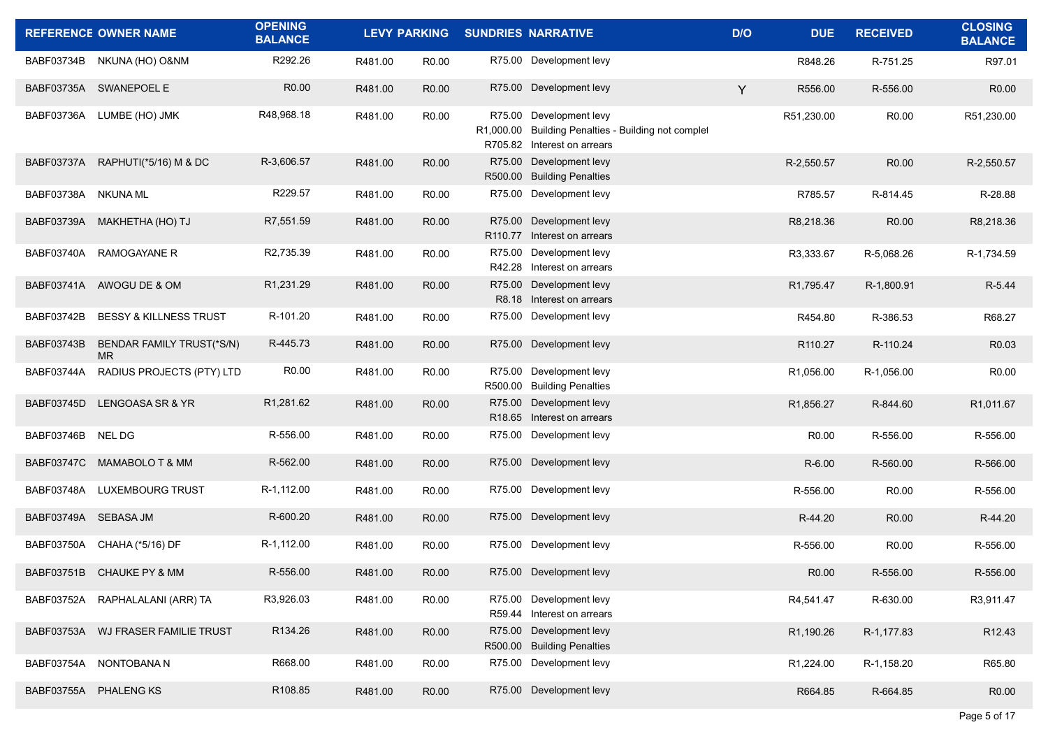| REFERENCE | OWNER NAME | OPENING BALANCE | LEVY | PARKING | SUNDRIES | NARRATIVE | D/O | DUE | RECEIVED | CLOSING BALANCE |
|---|---|---|---|---|---|---|---|---|---|---|
| BABF03734B | NKUNA (HO) O&NM | R292.26 | R481.00 | R0.00 | R75.00 | Development levy | | R848.26 | R-751.25 | R97.01 |
| BABF03735A | SWANEPOEL E | R0.00 | R481.00 | R0.00 | R75.00 | Development levy | Y | R556.00 | R-556.00 | R0.00 |
| BABF03736A | LUMBE (HO) JMK | R48,968.18 | R481.00 | R0.00 | R75.00<br>R1,000.00<br>R705.82 | Development levy<br>Building Penalties - Building not complet<br>Interest on arrears | | R51,230.00 | R0.00 | R51,230.00 |
| BABF03737A | RAPHUTI(*5/16) M & DC | R-3,606.57 | R481.00 | R0.00 | R75.00<br>R500.00 | Development levy<br>Building Penalties | | R-2,550.57 | R0.00 | R-2,550.57 |
| BABF03738A | NKUNA ML | R229.57 | R481.00 | R0.00 | R75.00 | Development levy | | R785.57 | R-814.45 | R-28.88 |
| BABF03739A | MAKHETHA (HO) TJ | R7,551.59 | R481.00 | R0.00 | R75.00<br>R110.77 | Development levy<br>Interest on arrears | | R8,218.36 | R0.00 | R8,218.36 |
| BABF03740A | RAMOGAYANE R | R2,735.39 | R481.00 | R0.00 | R75.00<br>R42.28 | Development levy<br>Interest on arrears | | R3,333.67 | R-5,068.26 | R-1,734.59 |
| BABF03741A | AWOGU DE & OM | R1,231.29 | R481.00 | R0.00 | R75.00<br>R8.18 | Development levy<br>Interest on arrears | | R1,795.47 | R-1,800.91 | R-5.44 |
| BABF03742B | BESSY & KILLNESS TRUST | R-101.20 | R481.00 | R0.00 | R75.00 | Development levy | | R454.80 | R-386.53 | R68.27 |
| BABF03743B | BENDAR FAMILY TRUST(*S/N) MR | R-445.73 | R481.00 | R0.00 | R75.00 | Development levy | | R110.27 | R-110.24 | R0.03 |
| BABF03744A | RADIUS PROJECTS (PTY) LTD | R0.00 | R481.00 | R0.00 | R75.00<br>R500.00 | Development levy<br>Building Penalties | | R1,056.00 | R-1,056.00 | R0.00 |
| BABF03745D | LENGOASA SR & YR | R1,281.62 | R481.00 | R0.00 | R75.00<br>R18.65 | Development levy<br>Interest on arrears | | R1,856.27 | R-844.60 | R1,011.67 |
| BABF03746B | NEL DG | R-556.00 | R481.00 | R0.00 | R75.00 | Development levy | | R0.00 | R-556.00 | R-556.00 |
| BABF03747C | MAMABOLO T & MM | R-562.00 | R481.00 | R0.00 | R75.00 | Development levy | | R-6.00 | R-560.00 | R-566.00 |
| BABF03748A | LUXEMBOURG TRUST | R-1,112.00 | R481.00 | R0.00 | R75.00 | Development levy | | R-556.00 | R0.00 | R-556.00 |
| BABF03749A | SEBASA JM | R-600.20 | R481.00 | R0.00 | R75.00 | Development levy | | R-44.20 | R0.00 | R-44.20 |
| BABF03750A | CHAHA (*5/16) DF | R-1,112.00 | R481.00 | R0.00 | R75.00 | Development levy | | R-556.00 | R0.00 | R-556.00 |
| BABF03751B | CHAUKE PY & MM | R-556.00 | R481.00 | R0.00 | R75.00 | Development levy | | R0.00 | R-556.00 | R-556.00 |
| BABF03752A | RAPHALALANI (ARR) TA | R3,926.03 | R481.00 | R0.00 | R75.00<br>R59.44 | Development levy<br>Interest on arrears | | R4,541.47 | R-630.00 | R3,911.47 |
| BABF03753A | WJ FRASER FAMILIE TRUST | R134.26 | R481.00 | R0.00 | R75.00<br>R500.00 | Development levy<br>Building Penalties | | R1,190.26 | R-1,177.83 | R12.43 |
| BABF03754A | NONTOBANA N | R668.00 | R481.00 | R0.00 | R75.00 | Development levy | | R1,224.00 | R-1,158.20 | R65.80 |
| BABF03755A | PHALENG KS | R108.85 | R481.00 | R0.00 | R75.00 | Development levy | | R664.85 | R-664.85 | R0.00 |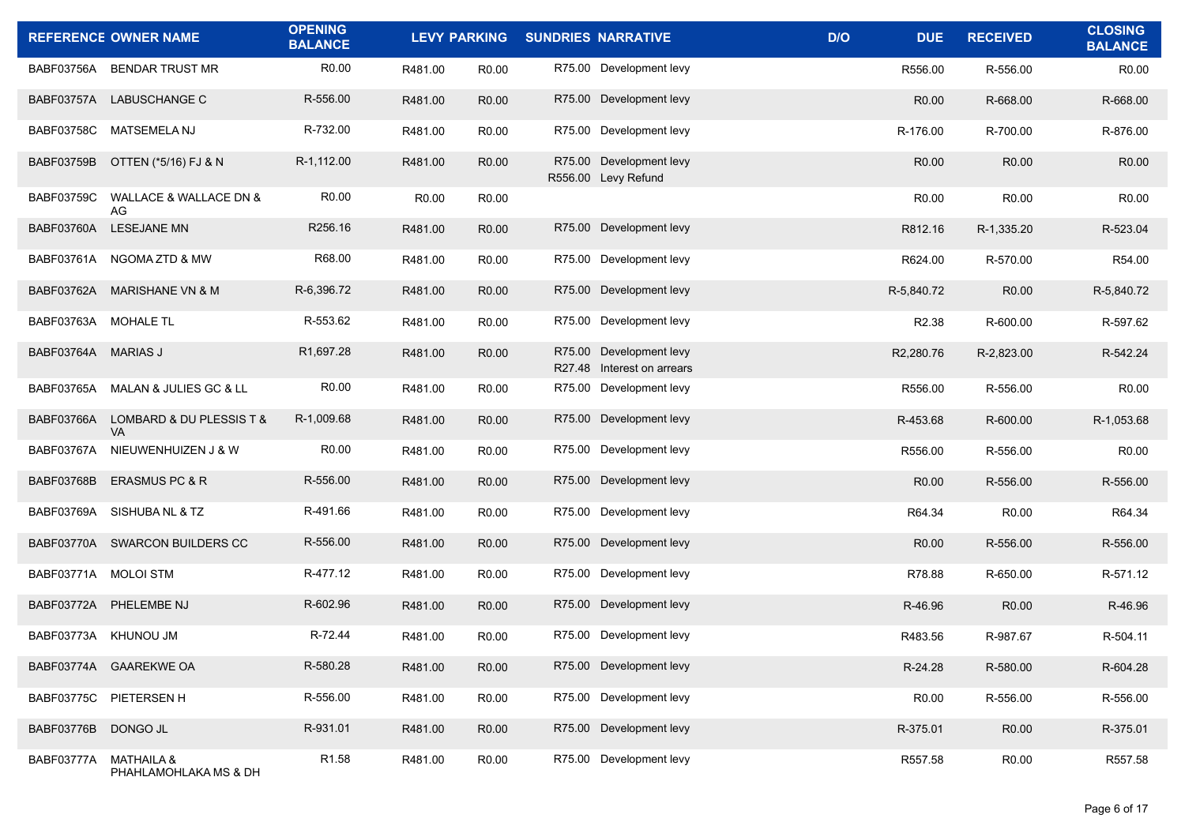| REFERENCE | OWNER NAME | OPENING BALANCE | LEVY | PARKING | SUNDRIES | NARRATIVE | D/O | DUE | RECEIVED | CLOSING BALANCE |
|---|---|---|---|---|---|---|---|---|---|---|
| BABF03756A | BENDAR TRUST MR | R0.00 | R481.00 | R0.00 | R75.00 | Development levy | | R556.00 | R-556.00 | R0.00 |
| BABF03757A | LABUSCHANGE C | R-556.00 | R481.00 | R0.00 | R75.00 | Development levy | | R0.00 | R-668.00 | R-668.00 |
| BABF03758C | MATSEMELA NJ | R-732.00 | R481.00 | R0.00 | R75.00 | Development levy | | R-176.00 | R-700.00 | R-876.00 |
| BABF03759B | OTTEN (*5/16) FJ & N | R-1,112.00 | R481.00 | R0.00 | R75.00<br>R556.00 | Development levy<br>Levy Refund | | R0.00 | R0.00 | R0.00 |
| BABF03759C | WALLACE & WALLACE DN & AG | R0.00 | R0.00 | R0.00 | | | | R0.00 | R0.00 | R0.00 |
| BABF03760A | LESEJANE MN | R256.16 | R481.00 | R0.00 | R75.00 | Development levy | | R812.16 | R-1,335.20 | R-523.04 |
| BABF03761A | NGOMA ZTD & MW | R68.00 | R481.00 | R0.00 | R75.00 | Development levy | | R624.00 | R-570.00 | R54.00 |
| BABF03762A | MARISHANE VN & M | R-6,396.72 | R481.00 | R0.00 | R75.00 | Development levy | | R-5,840.72 | R0.00 | R-5,840.72 |
| BABF03763A | MOHALE TL | R-553.62 | R481.00 | R0.00 | R75.00 | Development levy | | R2.38 | R-600.00 | R-597.62 |
| BABF03764A | MARIAS J | R1,697.28 | R481.00 | R0.00 | R75.00<br>R27.48 | Development levy<br>Interest on arrears | | R2,280.76 | R-2,823.00 | R-542.24 |
| BABF03765A | MALAN & JULIES GC & LL | R0.00 | R481.00 | R0.00 | R75.00 | Development levy | | R556.00 | R-556.00 | R0.00 |
| BABF03766A | LOMBARD & DU PLESSIS T & VA | R-1,009.68 | R481.00 | R0.00 | R75.00 | Development levy | | R-453.68 | R-600.00 | R-1,053.68 |
| BABF03767A | NIEUWENHUIZEN J & W | R0.00 | R481.00 | R0.00 | R75.00 | Development levy | | R556.00 | R-556.00 | R0.00 |
| BABF03768B | ERASMUS PC & R | R-556.00 | R481.00 | R0.00 | R75.00 | Development levy | | R0.00 | R-556.00 | R-556.00 |
| BABF03769A | SISHUBA NL & TZ | R-491.66 | R481.00 | R0.00 | R75.00 | Development levy | | R64.34 | R0.00 | R64.34 |
| BABF03770A | SWARCON BUILDERS CC | R-556.00 | R481.00 | R0.00 | R75.00 | Development levy | | R0.00 | R-556.00 | R-556.00 |
| BABF03771A | MOLOI STM | R-477.12 | R481.00 | R0.00 | R75.00 | Development levy | | R78.88 | R-650.00 | R-571.12 |
| BABF03772A | PHELEMBE NJ | R-602.96 | R481.00 | R0.00 | R75.00 | Development levy | | R-46.96 | R0.00 | R-46.96 |
| BABF03773A | KHUNOU JM | R-72.44 | R481.00 | R0.00 | R75.00 | Development levy | | R483.56 | R-987.67 | R-504.11 |
| BABF03774A | GAAREKWE OA | R-580.28 | R481.00 | R0.00 | R75.00 | Development levy | | R-24.28 | R-580.00 | R-604.28 |
| BABF03775C | PIETERSEN H | R-556.00 | R481.00 | R0.00 | R75.00 | Development levy | | R0.00 | R-556.00 | R-556.00 |
| BABF03776B | DONGO JL | R-931.01 | R481.00 | R0.00 | R75.00 | Development levy | | R-375.01 | R0.00 | R-375.01 |
| BABF03777A | MATHAILA & PHAHLAMOHLAKA MS & DH | R1.58 | R481.00 | R0.00 | R75.00 | Development levy | | R557.58 | R0.00 | R557.58 |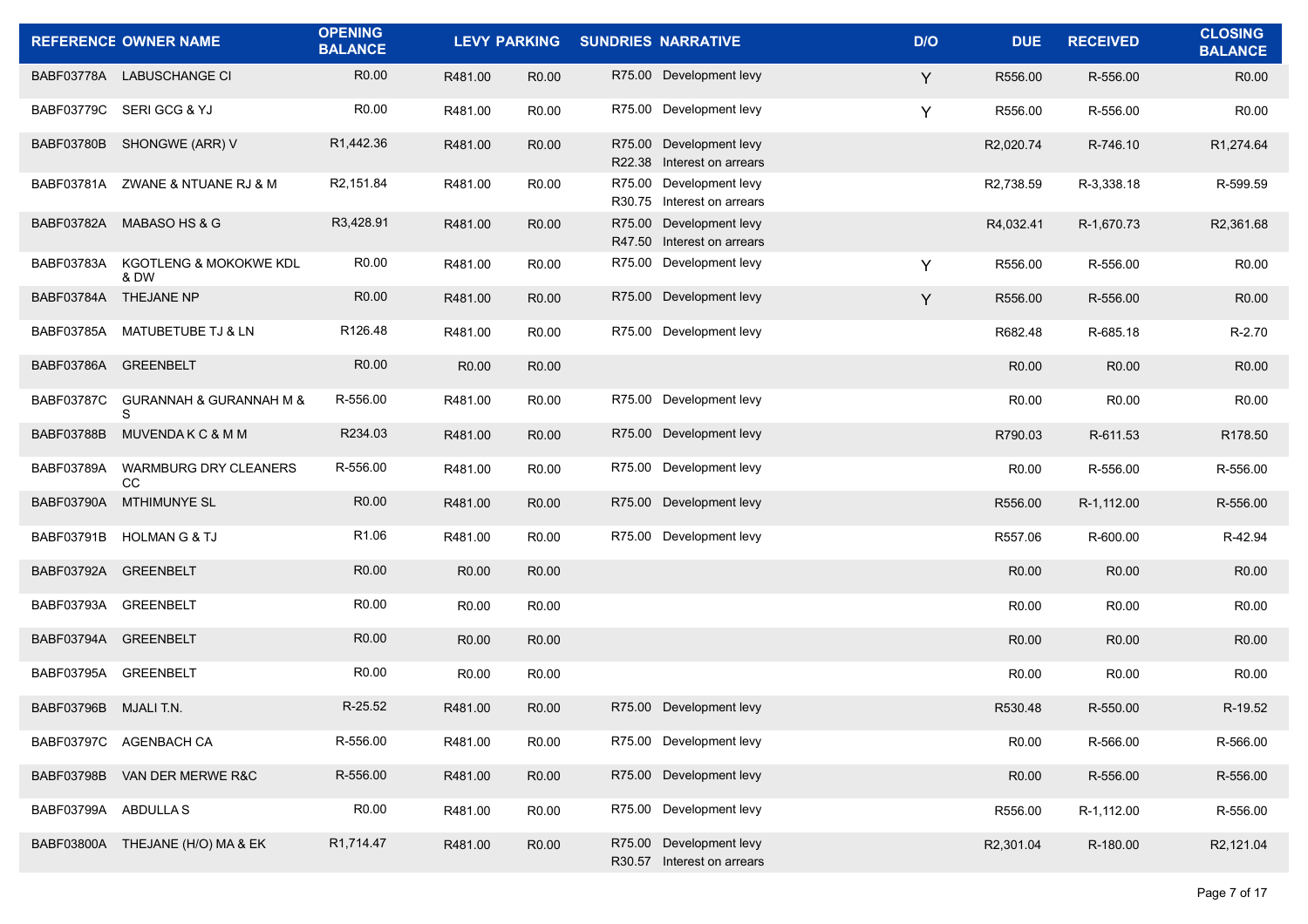| REFERENCE | OWNER NAME | OPENING BALANCE | LEVY | PARKING | SUNDRIES | NARRATIVE | D/O | DUE | RECEIVED | CLOSING BALANCE |
|---|---|---|---|---|---|---|---|---|---|---|
| BABF03778A | LABUSCHANGE CI | R0.00 | R481.00 | R0.00 | R75.00 | Development levy | Y | R556.00 | R-556.00 | R0.00 |
| BABF03779C | SERI GCG & YJ | R0.00 | R481.00 | R0.00 | R75.00 | Development levy | Y | R556.00 | R-556.00 | R0.00 |
| BABF03780B | SHONGWE (ARR) V | R1,442.36 | R481.00 | R0.00 | R75.00<br>R22.38 | Development levy<br>Interest on arrears | | R2,020.74 | R-746.10 | R1,274.64 |
| BABF03781A | ZWANE & NTUANE RJ & M | R2,151.84 | R481.00 | R0.00 | R75.00<br>R30.75 | Development levy<br>Interest on arrears | | R2,738.59 | R-3,338.18 | R-599.59 |
| BABF03782A | MABASO HS & G | R3,428.91 | R481.00 | R0.00 | R75.00<br>R47.50 | Development levy<br>Interest on arrears | | R4,032.41 | R-1,670.73 | R2,361.68 |
| BABF03783A | KGOTLENG & MOKOKWE KDL & DW | R0.00 | R481.00 | R0.00 | R75.00 | Development levy | Y | R556.00 | R-556.00 | R0.00 |
| BABF03784A | THEJANE NP | R0.00 | R481.00 | R0.00 | R75.00 | Development levy | Y | R556.00 | R-556.00 | R0.00 |
| BABF03785A | MATUBETUBE TJ & LN | R126.48 | R481.00 | R0.00 | R75.00 | Development levy | | R682.48 | R-685.18 | R-2.70 |
| BABF03786A | GREENBELT | R0.00 | R0.00 | R0.00 | | | | R0.00 | R0.00 | R0.00 |
| BABF03787C | GURANNAH & GURANNAH M & S | R-556.00 | R481.00 | R0.00 | R75.00 | Development levy | | R0.00 | R0.00 | R0.00 |
| BABF03788B | MUVENDA K C & M M | R234.03 | R481.00 | R0.00 | R75.00 | Development levy | | R790.03 | R-611.53 | R178.50 |
| BABF03789A | WARMBURG DRY CLEANERS CC | R-556.00 | R481.00 | R0.00 | R75.00 | Development levy | | R0.00 | R-556.00 | R-556.00 |
| BABF03790A | MTHIMUNYE SL | R0.00 | R481.00 | R0.00 | R75.00 | Development levy | | R556.00 | R-1,112.00 | R-556.00 |
| BABF03791B | HOLMAN G & TJ | R1.06 | R481.00 | R0.00 | R75.00 | Development levy | | R557.06 | R-600.00 | R-42.94 |
| BABF03792A | GREENBELT | R0.00 | R0.00 | R0.00 | | | | R0.00 | R0.00 | R0.00 |
| BABF03793A | GREENBELT | R0.00 | R0.00 | R0.00 | | | | R0.00 | R0.00 | R0.00 |
| BABF03794A | GREENBELT | R0.00 | R0.00 | R0.00 | | | | R0.00 | R0.00 | R0.00 |
| BABF03795A | GREENBELT | R0.00 | R0.00 | R0.00 | | | | R0.00 | R0.00 | R0.00 |
| BABF03796B | MJALI T.N. | R-25.52 | R481.00 | R0.00 | R75.00 | Development levy | | R530.48 | R-550.00 | R-19.52 |
| BABF03797C | AGENBACH CA | R-556.00 | R481.00 | R0.00 | R75.00 | Development levy | | R0.00 | R-566.00 | R-566.00 |
| BABF03798B | VAN DER MERWE R&C | R-556.00 | R481.00 | R0.00 | R75.00 | Development levy | | R0.00 | R-556.00 | R-556.00 |
| BABF03799A | ABDULLA S | R0.00 | R481.00 | R0.00 | R75.00 | Development levy | | R556.00 | R-1,112.00 | R-556.00 |
| BABF03800A | THEJANE (H/O) MA & EK | R1,714.47 | R481.00 | R0.00 | R75.00<br>R30.57 | Development levy<br>Interest on arrears | | R2,301.04 | R-180.00 | R2,121.04 |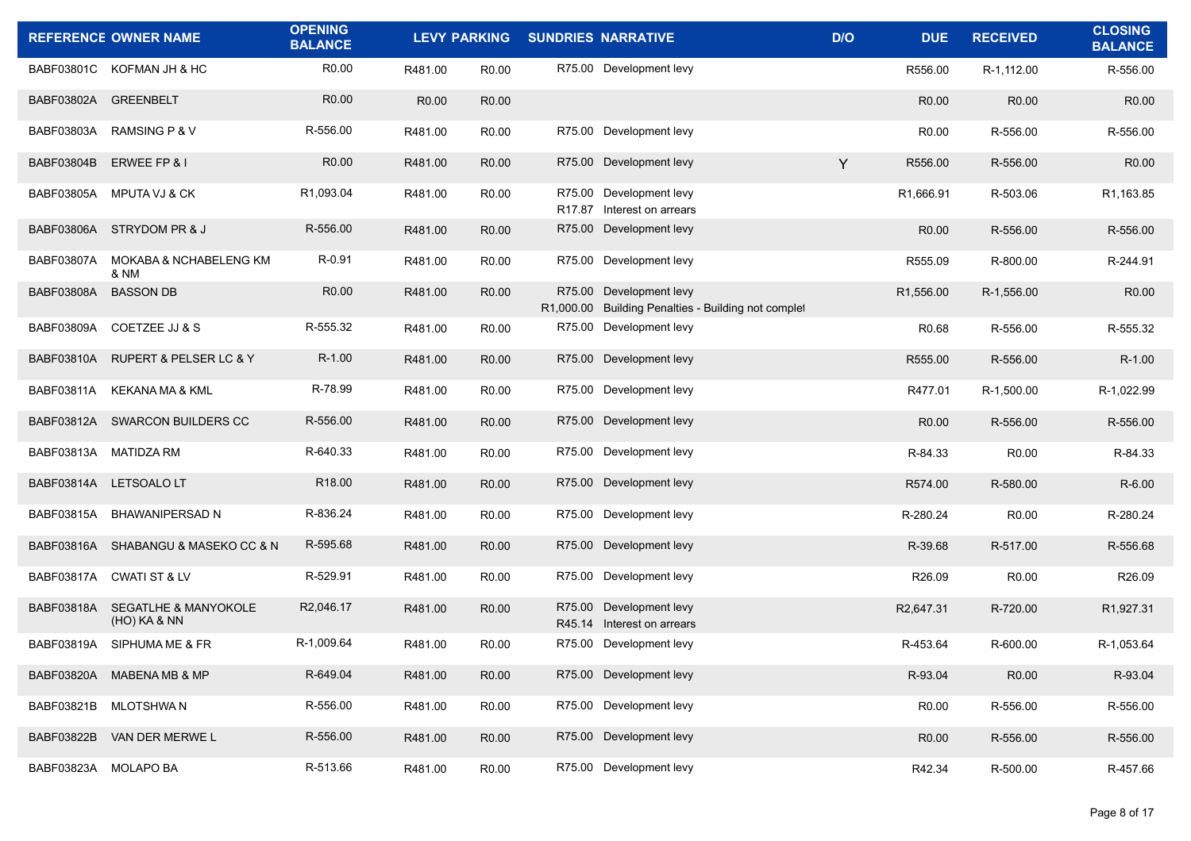| REFERENCE | OWNER NAME | OPENING BALANCE | LEVY | PARKING | SUNDRIES | NARRATIVE | D/O | DUE | RECEIVED | CLOSING BALANCE |
|---|---|---|---|---|---|---|---|---|---|---|
| BABF03801C | KOFMAN JH & HC | R0.00 | R481.00 | R0.00 | R75.00 | Development levy | | R556.00 | R-1,112.00 | R-556.00 |
| BABF03802A | GREENBELT | R0.00 | R0.00 | R0.00 | | | | R0.00 | R0.00 | R0.00 |
| BABF03803A | RAMSING P & V | R-556.00 | R481.00 | R0.00 | R75.00 | Development levy | | R0.00 | R-556.00 | R-556.00 |
| BABF03804B | ERWEE FP & I | R0.00 | R481.00 | R0.00 | R75.00 | Development levy | Y | R556.00 | R-556.00 | R0.00 |
| BABF03805A | MPUTA VJ & CK | R1,093.04 | R481.00 | R0.00 | R75.00<br>R17.87 | Development levy<br>Interest on arrears | | R1,666.91 | R-503.06 | R1,163.85 |
| BABF03806A | STRYDOM PR & J | R-556.00 | R481.00 | R0.00 | R75.00 | Development levy | | R0.00 | R-556.00 | R-556.00 |
| BABF03807A | MOKABA & NCHABELENG KM & NM | R-0.91 | R481.00 | R0.00 | R75.00 | Development levy | | R555.09 | R-800.00 | R-244.91 |
| BABF03808A | BASSON DB | R0.00 | R481.00 | R0.00 | R75.00<br>R1,000.00 | Development levy<br>Building Penalties - Building not complet | | R1,556.00 | R-1,556.00 | R0.00 |
| BABF03809A | COETZEE JJ & S | R-555.32 | R481.00 | R0.00 | R75.00 | Development levy | | R0.68 | R-556.00 | R-555.32 |
| BABF03810A | RUPERT & PELSER LC & Y | R-1.00 | R481.00 | R0.00 | R75.00 | Development levy | | R555.00 | R-556.00 | R-1.00 |
| BABF03811A | KEKANA MA & KML | R-78.99 | R481.00 | R0.00 | R75.00 | Development levy | | R477.01 | R-1,500.00 | R-1,022.99 |
| BABF03812A | SWARCON BUILDERS CC | R-556.00 | R481.00 | R0.00 | R75.00 | Development levy | | R0.00 | R-556.00 | R-556.00 |
| BABF03813A | MATIDZA RM | R-640.33 | R481.00 | R0.00 | R75.00 | Development levy | | R-84.33 | R0.00 | R-84.33 |
| BABF03814A | LETSOALO LT | R18.00 | R481.00 | R0.00 | R75.00 | Development levy | | R574.00 | R-580.00 | R-6.00 |
| BABF03815A | BHAWANIPERSAD N | R-836.24 | R481.00 | R0.00 | R75.00 | Development levy | | R-280.24 | R0.00 | R-280.24 |
| BABF03816A | SHABANGU & MASEKO CC & N | R-595.68 | R481.00 | R0.00 | R75.00 | Development levy | | R-39.68 | R-517.00 | R-556.68 |
| BABF03817A | CWATI ST & LV | R-529.91 | R481.00 | R0.00 | R75.00 | Development levy | | R26.09 | R0.00 | R26.09 |
| BABF03818A | SEGATLHE & MANYOKOLE (HO) KA & NN | R2,046.17 | R481.00 | R0.00 | R75.00<br>R45.14 | Development levy<br>Interest on arrears | | R2,647.31 | R-720.00 | R1,927.31 |
| BABF03819A | SIPHUMA ME & FR | R-1,009.64 | R481.00 | R0.00 | R75.00 | Development levy | | R-453.64 | R-600.00 | R-1,053.64 |
| BABF03820A | MABENA MB & MP | R-649.04 | R481.00 | R0.00 | R75.00 | Development levy | | R-93.04 | R0.00 | R-93.04 |
| BABF03821B | MLOTSHWA N | R-556.00 | R481.00 | R0.00 | R75.00 | Development levy | | R0.00 | R-556.00 | R-556.00 |
| BABF03822B | VAN DER MERWE L | R-556.00 | R481.00 | R0.00 | R75.00 | Development levy | | R0.00 | R-556.00 | R-556.00 |
| BABF03823A | MOLAPO BA | R-513.66 | R481.00 | R0.00 | R75.00 | Development levy | | R42.34 | R-500.00 | R-457.66 |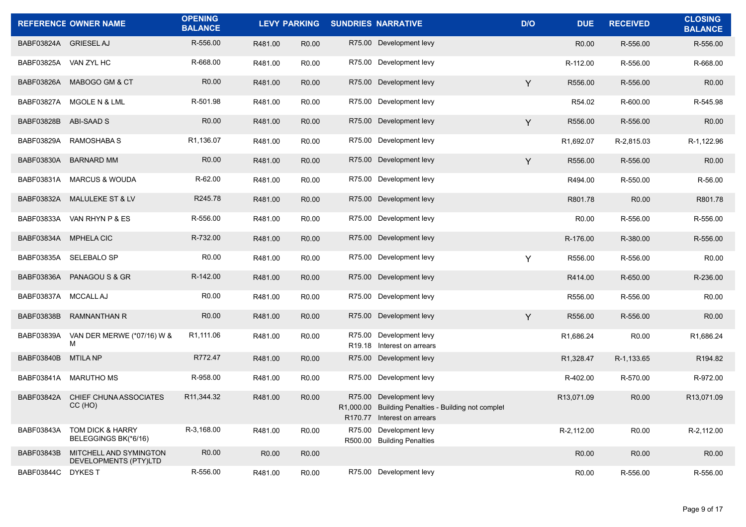| REFERENCE | OWNER NAME | OPENING BALANCE | LEVY | PARKING | SUNDRIES | NARRATIVE | D/O | DUE | RECEIVED | CLOSING BALANCE |
|---|---|---|---|---|---|---|---|---|---|---|
| BABF03824A | GRIESEL AJ | R-556.00 | R481.00 | R0.00 | R75.00 | Development levy | | R0.00 | R-556.00 | R-556.00 |
| BABF03825A | VAN ZYL HC | R-668.00 | R481.00 | R0.00 | R75.00 | Development levy | | R-112.00 | R-556.00 | R-668.00 |
| BABF03826A | MABOGO GM & CT | R0.00 | R481.00 | R0.00 | R75.00 | Development levy | Y | R556.00 | R-556.00 | R0.00 |
| BABF03827A | MGOLE N & LML | R-501.98 | R481.00 | R0.00 | R75.00 | Development levy | | R54.02 | R-600.00 | R-545.98 |
| BABF03828B | ABI-SAAD S | R0.00 | R481.00 | R0.00 | R75.00 | Development levy | Y | R556.00 | R-556.00 | R0.00 |
| BABF03829A | RAMOSHABA S | R1,136.07 | R481.00 | R0.00 | R75.00 | Development levy | | R1,692.07 | R-2,815.03 | R-1,122.96 |
| BABF03830A | BARNARD MM | R0.00 | R481.00 | R0.00 | R75.00 | Development levy | Y | R556.00 | R-556.00 | R0.00 |
| BABF03831A | MARCUS & WOUDA | R-62.00 | R481.00 | R0.00 | R75.00 | Development levy | | R494.00 | R-550.00 | R-56.00 |
| BABF03832A | MALULEKE ST & LV | R245.78 | R481.00 | R0.00 | R75.00 | Development levy | | R801.78 | R0.00 | R801.78 |
| BABF03833A | VAN RHYN P & ES | R-556.00 | R481.00 | R0.00 | R75.00 | Development levy | | R0.00 | R-556.00 | R-556.00 |
| BABF03834A | MPHELA CIC | R-732.00 | R481.00 | R0.00 | R75.00 | Development levy | | R-176.00 | R-380.00 | R-556.00 |
| BABF03835A | SELEBALO SP | R0.00 | R481.00 | R0.00 | R75.00 | Development levy | Y | R556.00 | R-556.00 | R0.00 |
| BABF03836A | PANAGOU S & GR | R-142.00 | R481.00 | R0.00 | R75.00 | Development levy | | R414.00 | R-650.00 | R-236.00 |
| BABF03837A | MCCALL AJ | R0.00 | R481.00 | R0.00 | R75.00 | Development levy | | R556.00 | R-556.00 | R0.00 |
| BABF03838B | RAMNANTHAN R | R0.00 | R481.00 | R0.00 | R75.00 | Development levy | Y | R556.00 | R-556.00 | R0.00 |
| BABF03839A | VAN DER MERWE (*07/16) W & M | R1,111.06 | R481.00 | R0.00 | R75.00<br>R19.18 | Development levy<br>Interest on arrears | | R1,686.24 | R0.00 | R1,686.24 |
| BABF03840B | MTILA NP | R772.47 | R481.00 | R0.00 | R75.00 | Development levy | | R1,328.47 | R-1,133.65 | R194.82 |
| BABF03841A | MARUTHO MS | R-958.00 | R481.00 | R0.00 | R75.00 | Development levy | | R-402.00 | R-570.00 | R-972.00 |
| BABF03842A | CHIEF CHUNA ASSOCIATES CC (HO) | R11,344.32 | R481.00 | R0.00 | R75.00<br>R1,000.00<br>R170.77 | Development levy<br>Building Penalties - Building not complet<br>Interest on arrears | | R13,071.09 | R0.00 | R13,071.09 |
| BABF03843A | TOM DICK & HARRY BELEGGINGS BK(*6/16) | R-3,168.00 | R481.00 | R0.00 | R75.00<br>R500.00 | Development levy<br>Building Penalties | | R-2,112.00 | R0.00 | R-2,112.00 |
| BABF03843B | MITCHELL AND SYMINGTON DEVELOPMENTS (PTY)LTD | R0.00 | R0.00 | R0.00 | | | | R0.00 | R0.00 | R0.00 |
| BABF03844C | DYKES T | R-556.00 | R481.00 | R0.00 | R75.00 | Development levy | | R0.00 | R-556.00 | R-556.00 |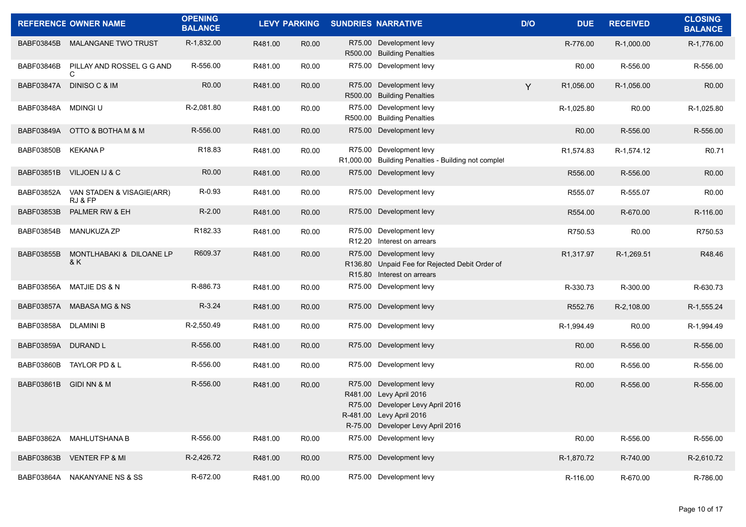| REFERENCE | OWNER NAME | OPENING BALANCE | LEVY | PARKING | SUNDRIES | NARRATIVE | D/O | DUE | RECEIVED | CLOSING BALANCE |
|---|---|---|---|---|---|---|---|---|---|---|
| BABF03845B | MALANGANE TWO TRUST | R-1,832.00 | R481.00 | R0.00 | R75.00<br>R500.00 | Development levy<br>Building Penalties | | R-776.00 | R-1,000.00 | R-1,776.00 |
| BABF03846B | PILLAY AND ROSSEL G G AND C | R-556.00 | R481.00 | R0.00 | R75.00 | Development levy | | R0.00 | R-556.00 | R-556.00 |
| BABF03847A | DINISO C & IM | R0.00 | R481.00 | R0.00 | R75.00<br>R500.00 | Development levy<br>Building Penalties | Y | R1,056.00 | R-1,056.00 | R0.00 |
| BABF03848A | MDINGI U | R-2,081.80 | R481.00 | R0.00 | R75.00<br>R500.00 | Development levy<br>Building Penalties | | R-1,025.80 | R0.00 | R-1,025.80 |
| BABF03849A | OTTO & BOTHA M & M | R-556.00 | R481.00 | R0.00 | R75.00 | Development levy | | R0.00 | R-556.00 | R-556.00 |
| BABF03850B | KEKANA P | R18.83 | R481.00 | R0.00 | R75.00<br>R1,000.00 | Development levy<br>Building Penalties - Building not complet | | R1,574.83 | R-1,574.12 | R0.71 |
| BABF03851B | VILJOEN IJ & C | R0.00 | R481.00 | R0.00 | R75.00 | Development levy | | R556.00 | R-556.00 | R0.00 |
| BABF03852A | VAN STADEN & VISAGIE(ARR) RJ & FP | R-0.93 | R481.00 | R0.00 | R75.00 | Development levy | | R555.07 | R-555.07 | R0.00 |
| BABF03853B | PALMER RW & EH | R-2.00 | R481.00 | R0.00 | R75.00 | Development levy | | R554.00 | R-670.00 | R-116.00 |
| BABF03854B | MANUKUZA ZP | R182.33 | R481.00 | R0.00 | R75.00<br>R12.20 | Development levy<br>Interest on arrears | | R750.53 | R0.00 | R750.53 |
| BABF03855B | MONTLHABAKI & DILOANE LP & K | R609.37 | R481.00 | R0.00 | R75.00<br>R136.80<br>R15.80 | Development levy<br>Unpaid Fee for Rejected Debit Order of<br>Interest on arrears | | R1,317.97 | R-1,269.51 | R48.46 |
| BABF03856A | MATJIE DS & N | R-886.73 | R481.00 | R0.00 | R75.00 | Development levy | | R-330.73 | R-300.00 | R-630.73 |
| BABF03857A | MABASA MG & NS | R-3.24 | R481.00 | R0.00 | R75.00 | Development levy | | R552.76 | R-2,108.00 | R-1,555.24 |
| BABF03858A | DLAMINI B | R-2,550.49 | R481.00 | R0.00 | R75.00 | Development levy | | R-1,994.49 | R0.00 | R-1,994.49 |
| BABF03859A | DURAND L | R-556.00 | R481.00 | R0.00 | R75.00 | Development levy | | R0.00 | R-556.00 | R-556.00 |
| BABF03860B | TAYLOR PD & L | R-556.00 | R481.00 | R0.00 | R75.00 | Development levy | | R0.00 | R-556.00 | R-556.00 |
| BABF03861B | GIDI NN & M | R-556.00 | R481.00 | R0.00 | R75.00<br>R481.00<br>R75.00<br>R-481.00<br>R-75.00 | Development levy<br>Levy April 2016<br>Developer Levy April 2016<br>Levy April 2016<br>Developer Levy April 2016 | | R0.00 | R-556.00 | R-556.00 |
| BABF03862A | MAHLUTSHANA B | R-556.00 | R481.00 | R0.00 | R75.00 | Development levy | | R0.00 | R-556.00 | R-556.00 |
| BABF03863B | VENTER FP & MI | R-2,426.72 | R481.00 | R0.00 | R75.00 | Development levy | | R-1,870.72 | R-740.00 | R-2,610.72 |
| BABF03864A | NAKANYANE NS & SS | R-672.00 | R481.00 | R0.00 | R75.00 | Development levy | | R-116.00 | R-670.00 | R-786.00 |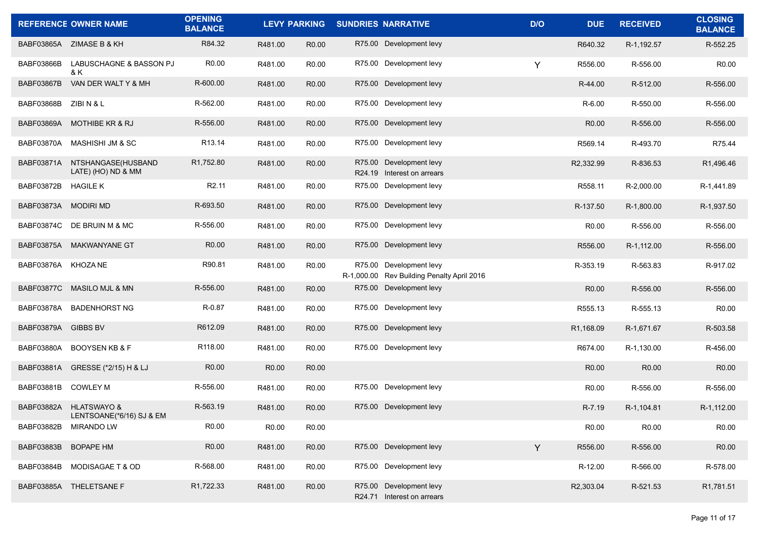| REFERENCE | OWNER NAME | OPENING BALANCE | LEVY | PARKING | SUNDRIES | NARRATIVE | D/O | DUE | RECEIVED | CLOSING BALANCE |
|---|---|---|---|---|---|---|---|---|---|---|
| BABF03865A | ZIMASE B & KH | R84.32 | R481.00 | R0.00 | R75.00 | Development levy | | R640.32 | R-1,192.57 | R-552.25 |
| BABF03866B | LABUSCHAGNE & BASSON PJ & K | R0.00 | R481.00 | R0.00 | R75.00 | Development levy | Y | R556.00 | R-556.00 | R0.00 |
| BABF03867B | VAN DER WALT Y & MH | R-600.00 | R481.00 | R0.00 | R75.00 | Development levy | | R-44.00 | R-512.00 | R-556.00 |
| BABF03868B | ZIBI N & L | R-562.00 | R481.00 | R0.00 | R75.00 | Development levy | | R-6.00 | R-550.00 | R-556.00 |
| BABF03869A | MOTHIBE KR & RJ | R-556.00 | R481.00 | R0.00 | R75.00 | Development levy | | R0.00 | R-556.00 | R-556.00 |
| BABF03870A | MASHISHI JM & SC | R13.14 | R481.00 | R0.00 | R75.00 | Development levy | | R569.14 | R-493.70 | R75.44 |
| BABF03871A | NTSHANGASE(HUSBAND LATE) (HO) ND & MM | R1,752.80 | R481.00 | R0.00 | R75.00<br>R24.19 | Development levy<br>Interest on arrears | | R2,332.99 | R-836.53 | R1,496.46 |
| BABF03872B | HAGILE K | R2.11 | R481.00 | R0.00 | R75.00 | Development levy | | R558.11 | R-2,000.00 | R-1,441.89 |
| BABF03873A | MODIRI MD | R-693.50 | R481.00 | R0.00 | R75.00 | Development levy | | R-137.50 | R-1,800.00 | R-1,937.50 |
| BABF03874C | DE BRUIN M & MC | R-556.00 | R481.00 | R0.00 | R75.00 | Development levy | | R0.00 | R-556.00 | R-556.00 |
| BABF03875A | MAKWANYANE GT | R0.00 | R481.00 | R0.00 | R75.00 | Development levy | | R556.00 | R-1,112.00 | R-556.00 |
| BABF03876A | KHOZA NE | R90.81 | R481.00 | R0.00 | R75.00<br>R-1,000.00 | Development levy<br>Rev Building Penalty April 2016 | | R-353.19 | R-563.83 | R-917.02 |
| BABF03877C | MASILO MJL & MN | R-556.00 | R481.00 | R0.00 | R75.00 | Development levy | | R0.00 | R-556.00 | R-556.00 |
| BABF03878A | BADENHORST NG | R-0.87 | R481.00 | R0.00 | R75.00 | Development levy | | R555.13 | R-555.13 | R0.00 |
| BABF03879A | GIBBS BV | R612.09 | R481.00 | R0.00 | R75.00 | Development levy | | R1,168.09 | R-1,671.67 | R-503.58 |
| BABF03880A | BOOYSEN KB & F | R118.00 | R481.00 | R0.00 | R75.00 | Development levy | | R674.00 | R-1,130.00 | R-456.00 |
| BABF03881A | GRESSE (*2/15) H & LJ | R0.00 | R0.00 | R0.00 | | | | R0.00 | R0.00 | R0.00 |
| BABF03881B | COWLEY M | R-556.00 | R481.00 | R0.00 | R75.00 | Development levy | | R0.00 | R-556.00 | R-556.00 |
| BABF03882A | HLATSWAYO & LENTSOANE(*6/16) SJ & EM | R-563.19 | R481.00 | R0.00 | R75.00 | Development levy | | R-7.19 | R-1,104.81 | R-1,112.00 |
| BABF03882B | MIRANDO LW | R0.00 | R0.00 | R0.00 | | | | R0.00 | R0.00 | R0.00 |
| BABF03883B | BOPAPE HM | R0.00 | R481.00 | R0.00 | R75.00 | Development levy | Y | R556.00 | R-556.00 | R0.00 |
| BABF03884B | MODISAGAE T & OD | R-568.00 | R481.00 | R0.00 | R75.00 | Development levy | | R-12.00 | R-566.00 | R-578.00 |
| BABF03885A | THELETSANE F | R1,722.33 | R481.00 | R0.00 | R75.00<br>R24.71 | Development levy<br>Interest on arrears | | R2,303.04 | R-521.53 | R1,781.51 |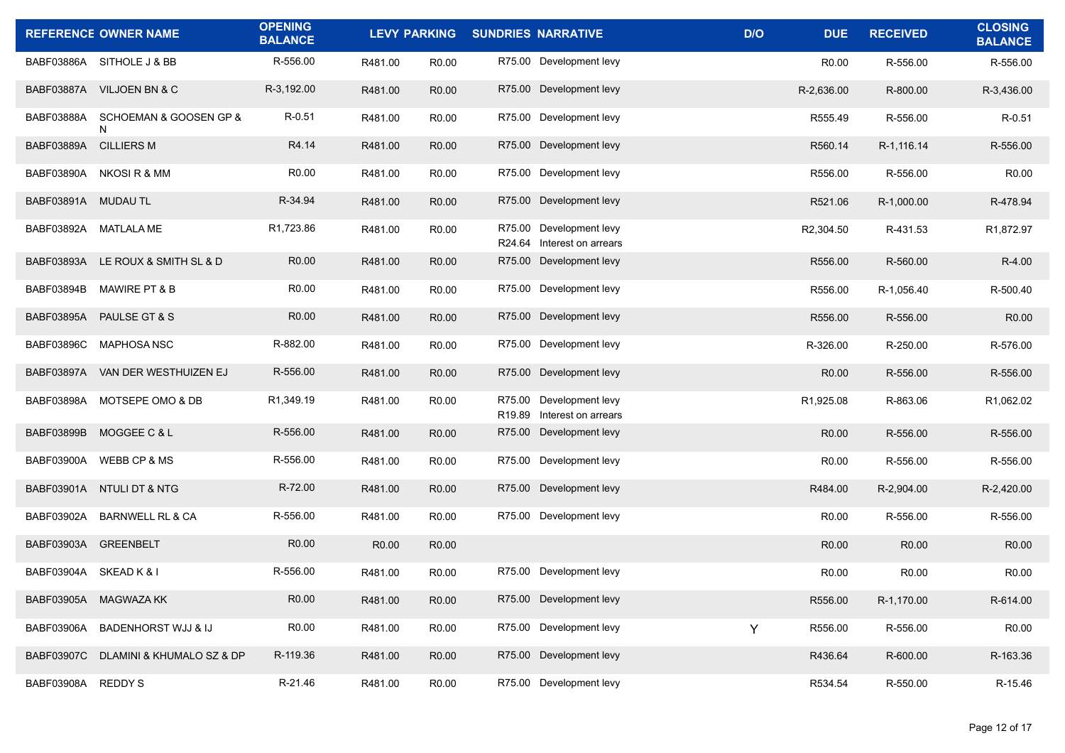| REFERENCE | OWNER NAME | OPENING BALANCE | LEVY | PARKING | SUNDRIES | NARRATIVE | D/O | DUE | RECEIVED | CLOSING BALANCE |
|---|---|---|---|---|---|---|---|---|---|---|
| BABF03886A | SITHOLE J & BB | R-556.00 | R481.00 | R0.00 | R75.00 | Development levy | | R0.00 | R-556.00 | R-556.00 |
| BABF03887A | VILJOEN BN & C | R-3,192.00 | R481.00 | R0.00 | R75.00 | Development levy | | R-2,636.00 | R-800.00 | R-3,436.00 |
| BABF03888A | SCHOEMAN & GOOSEN GP & N | R-0.51 | R481.00 | R0.00 | R75.00 | Development levy | | R555.49 | R-556.00 | R-0.51 |
| BABF03889A | CILLIERS M | R4.14 | R481.00 | R0.00 | R75.00 | Development levy | | R560.14 | R-1,116.14 | R-556.00 |
| BABF03890A | NKOSI R & MM | R0.00 | R481.00 | R0.00 | R75.00 | Development levy | | R556.00 | R-556.00 | R0.00 |
| BABF03891A | MUDAU TL | R-34.94 | R481.00 | R0.00 | R75.00 | Development levy | | R521.06 | R-1,000.00 | R-478.94 |
| BABF03892A | MATLALA ME | R1,723.86 | R481.00 | R0.00 | R75.00<br>R24.64 | Development levy<br>Interest on arrears | | R2,304.50 | R-431.53 | R1,872.97 |
| BABF03893A | LE ROUX & SMITH SL & D | R0.00 | R481.00 | R0.00 | R75.00 | Development levy | | R556.00 | R-560.00 | R-4.00 |
| BABF03894B | MAWIRE PT & B | R0.00 | R481.00 | R0.00 | R75.00 | Development levy | | R556.00 | R-1,056.40 | R-500.40 |
| BABF03895A | PAULSE GT & S | R0.00 | R481.00 | R0.00 | R75.00 | Development levy | | R556.00 | R-556.00 | R0.00 |
| BABF03896C | MAPHOSA NSC | R-882.00 | R481.00 | R0.00 | R75.00 | Development levy | | R-326.00 | R-250.00 | R-576.00 |
| BABF03897A | VAN DER WESTHUIZEN EJ | R-556.00 | R481.00 | R0.00 | R75.00 | Development levy | | R0.00 | R-556.00 | R-556.00 |
| BABF03898A | MOTSEPE OMO & DB | R1,349.19 | R481.00 | R0.00 | R75.00<br>R19.89 | Development levy<br>Interest on arrears | | R1,925.08 | R-863.06 | R1,062.02 |
| BABF03899B | MOGGEE C & L | R-556.00 | R481.00 | R0.00 | R75.00 | Development levy | | R0.00 | R-556.00 | R-556.00 |
| BABF03900A | WEBB CP & MS | R-556.00 | R481.00 | R0.00 | R75.00 | Development levy | | R0.00 | R-556.00 | R-556.00 |
| BABF03901A | NTULI DT & NTG | R-72.00 | R481.00 | R0.00 | R75.00 | Development levy | | R484.00 | R-2,904.00 | R-2,420.00 |
| BABF03902A | BARNWELL RL & CA | R-556.00 | R481.00 | R0.00 | R75.00 | Development levy | | R0.00 | R-556.00 | R-556.00 |
| BABF03903A | GREENBELT | R0.00 | R0.00 | R0.00 | | | | R0.00 | R0.00 | R0.00 |
| BABF03904A | SKEAD K & I | R-556.00 | R481.00 | R0.00 | R75.00 | Development levy | | R0.00 | R0.00 | R0.00 |
| BABF03905A | MAGWAZA KK | R0.00 | R481.00 | R0.00 | R75.00 | Development levy | | R556.00 | R-1,170.00 | R-614.00 |
| BABF03906A | BADENHORST WJJ & IJ | R0.00 | R481.00 | R0.00 | R75.00 | Development levy | Y | R556.00 | R-556.00 | R0.00 |
| BABF03907C | DLAMINI & KHUMALO SZ & DP | R-119.36 | R481.00 | R0.00 | R75.00 | Development levy | | R436.64 | R-600.00 | R-163.36 |
| BABF03908A | REDDY S | R-21.46 | R481.00 | R0.00 | R75.00 | Development levy | | R534.54 | R-550.00 | R-15.46 |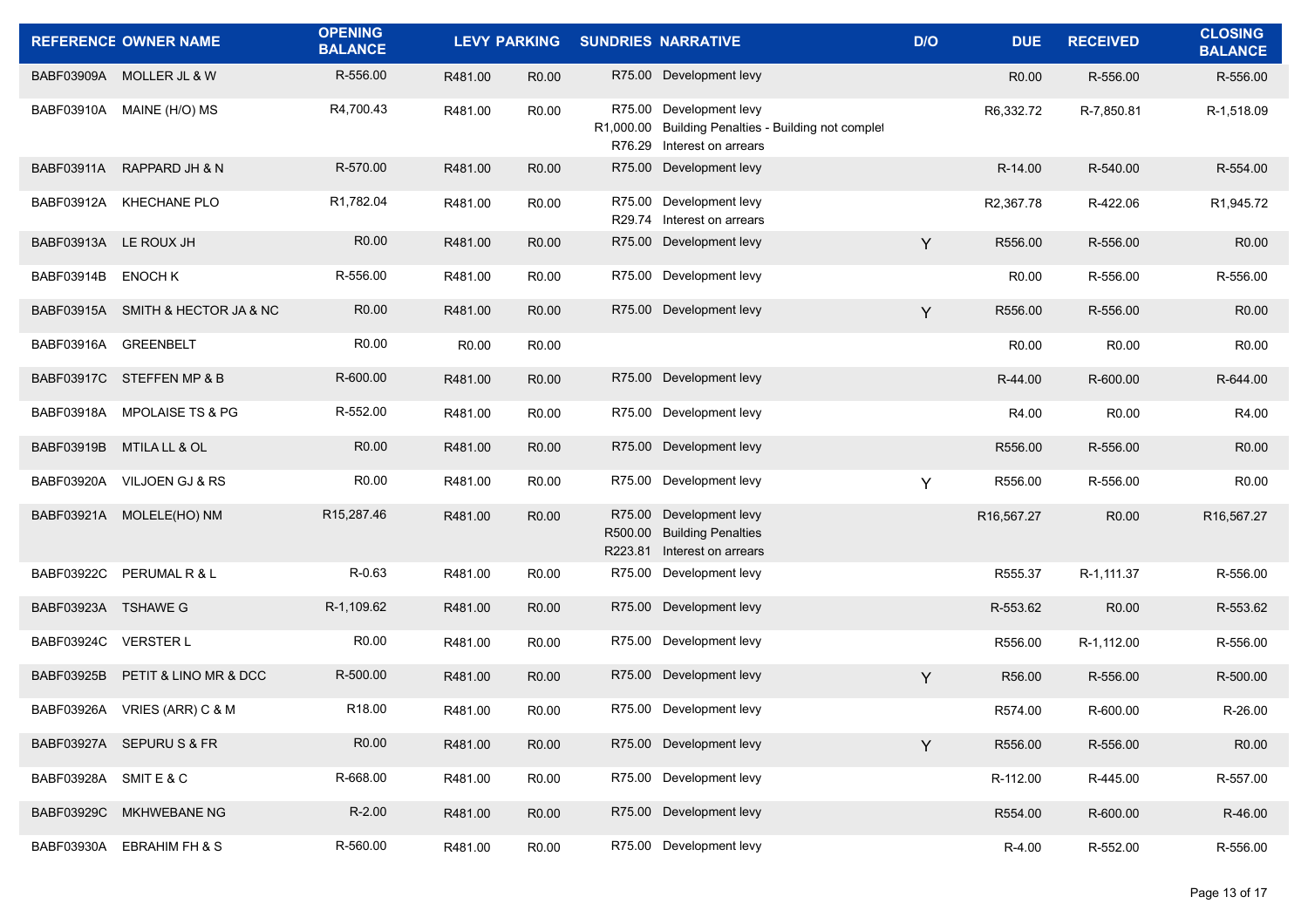| REFERENCE | OWNER NAME | OPENING BALANCE | LEVY | PARKING | SUNDRIES | NARRATIVE | D/O | DUE | RECEIVED | CLOSING BALANCE |
|---|---|---|---|---|---|---|---|---|---|---|
| BABF03909A | MOLLER JL & W | R-556.00 | R481.00 | R0.00 | R75.00 | Development levy | | R0.00 | R-556.00 | R-556.00 |
| BABF03910A | MAINE (H/O) MS | R4,700.43 | R481.00 | R0.00 | R75.00<br>R1,000.00<br>R76.29 | Development levy<br>Building Penalties - Building not complet<br>Interest on arrears | | R6,332.72 | R-7,850.81 | R-1,518.09 |
| BABF03911A | RAPPARD JH & N | R-570.00 | R481.00 | R0.00 | R75.00 | Development levy | | R-14.00 | R-540.00 | R-554.00 |
| BABF03912A | KHECHANE PLO | R1,782.04 | R481.00 | R0.00 | R75.00<br>R29.74 | Development levy<br>Interest on arrears | | R2,367.78 | R-422.06 | R1,945.72 |
| BABF03913A | LE ROUX JH | R0.00 | R481.00 | R0.00 | R75.00 | Development levy | Y | R556.00 | R-556.00 | R0.00 |
| BABF03914B | ENOCH K | R-556.00 | R481.00 | R0.00 | R75.00 | Development levy | | R0.00 | R-556.00 | R-556.00 |
| BABF03915A | SMITH & HECTOR JA & NC | R0.00 | R481.00 | R0.00 | R75.00 | Development levy | Y | R556.00 | R-556.00 | R0.00 |
| BABF03916A | GREENBELT | R0.00 | R0.00 | R0.00 | | | | R0.00 | R0.00 | R0.00 |
| BABF03917C | STEFFEN MP & B | R-600.00 | R481.00 | R0.00 | R75.00 | Development levy | | R-44.00 | R-600.00 | R-644.00 |
| BABF03918A | MPOLAISE TS & PG | R-552.00 | R481.00 | R0.00 | R75.00 | Development levy | | R4.00 | R0.00 | R4.00 |
| BABF03919B | MTILA LL & OL | R0.00 | R481.00 | R0.00 | R75.00 | Development levy | | R556.00 | R-556.00 | R0.00 |
| BABF03920A | VILJOEN GJ & RS | R0.00 | R481.00 | R0.00 | R75.00 | Development levy | Y | R556.00 | R-556.00 | R0.00 |
| BABF03921A | MOLELE(HO) NM | R15,287.46 | R481.00 | R0.00 | R75.00<br>R500.00<br>R223.81 | Development levy<br>Building Penalties<br>Interest on arrears | | R16,567.27 | R0.00 | R16,567.27 |
| BABF03922C | PERUMAL R & L | R-0.63 | R481.00 | R0.00 | R75.00 | Development levy | | R555.37 | R-1,111.37 | R-556.00 |
| BABF03923A | TSHAWE G | R-1,109.62 | R481.00 | R0.00 | R75.00 | Development levy | | R-553.62 | R0.00 | R-553.62 |
| BABF03924C | VERSTER L | R0.00 | R481.00 | R0.00 | R75.00 | Development levy | | R556.00 | R-1,112.00 | R-556.00 |
| BABF03925B | PETIT & LINO MR & DCC | R-500.00 | R481.00 | R0.00 | R75.00 | Development levy | Y | R56.00 | R-556.00 | R-500.00 |
| BABF03926A | VRIES (ARR) C & M | R18.00 | R481.00 | R0.00 | R75.00 | Development levy | | R574.00 | R-600.00 | R-26.00 |
| BABF03927A | SEPURU S & FR | R0.00 | R481.00 | R0.00 | R75.00 | Development levy | Y | R556.00 | R-556.00 | R0.00 |
| BABF03928A | SMIT E & C | R-668.00 | R481.00 | R0.00 | R75.00 | Development levy | | R-112.00 | R-445.00 | R-557.00 |
| BABF03929C | MKHWEBANE NG | R-2.00 | R481.00 | R0.00 | R75.00 | Development levy | | R554.00 | R-600.00 | R-46.00 |
| BABF03930A | EBRAHIM FH & S | R-560.00 | R481.00 | R0.00 | R75.00 | Development levy | | R-4.00 | R-552.00 | R-556.00 |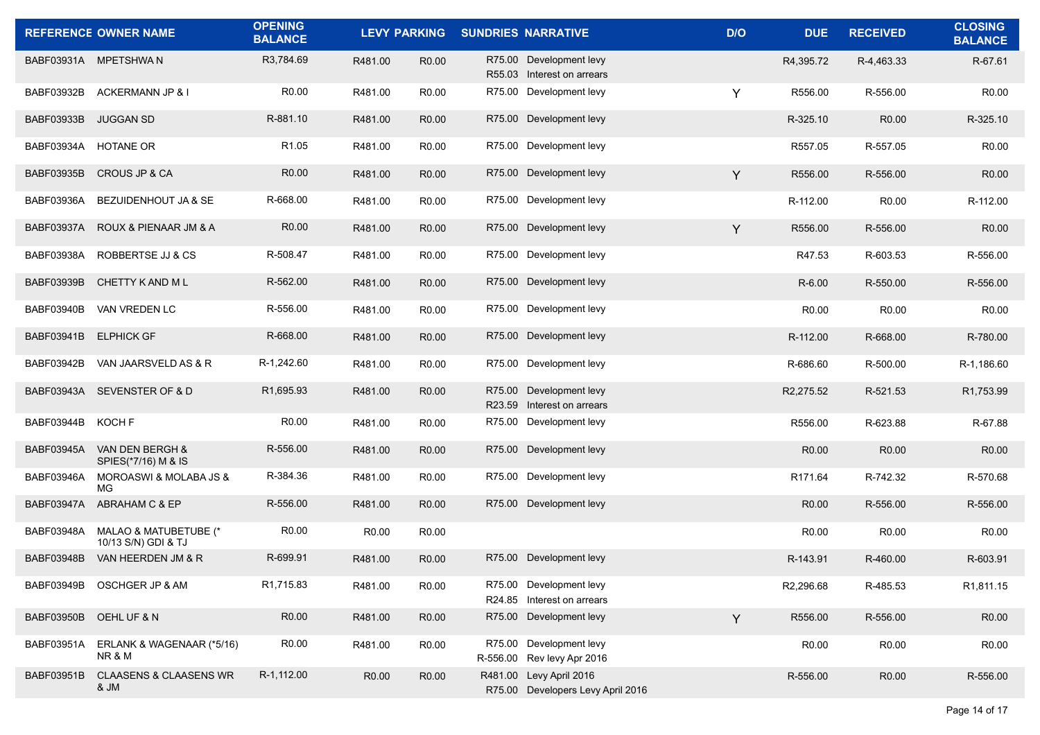| REFERENCE | OWNER NAME | OPENING BALANCE | LEVY | PARKING | SUNDRIES | NARRATIVE | D/O | DUE | RECEIVED | CLOSING BALANCE |
|---|---|---|---|---|---|---|---|---|---|---|
| BABF03931A | MPETSHWA N | R3,784.69 | R481.00 | R0.00 | R75.00<br>R55.03 | Development levy<br>Interest on arrears | | R4,395.72 | R-4,463.33 | R-67.61 |
| BABF03932B | ACKERMANN JP & I | R0.00 | R481.00 | R0.00 | R75.00 | Development levy | Y | R556.00 | R-556.00 | R0.00 |
| BABF03933B | JUGGAN SD | R-881.10 | R481.00 | R0.00 | R75.00 | Development levy | | R-325.10 | R0.00 | R-325.10 |
| BABF03934A | HOTANE OR | R1.05 | R481.00 | R0.00 | R75.00 | Development levy | | R557.05 | R-557.05 | R0.00 |
| BABF03935B | CROUS JP & CA | R0.00 | R481.00 | R0.00 | R75.00 | Development levy | Y | R556.00 | R-556.00 | R0.00 |
| BABF03936A | BEZUIDENHOUT JA & SE | R-668.00 | R481.00 | R0.00 | R75.00 | Development levy | | R-112.00 | R0.00 | R-112.00 |
| BABF03937A | ROUX & PIENAAR JM & A | R0.00 | R481.00 | R0.00 | R75.00 | Development levy | Y | R556.00 | R-556.00 | R0.00 |
| BABF03938A | ROBBERTSE JJ & CS | R-508.47 | R481.00 | R0.00 | R75.00 | Development levy | | R47.53 | R-603.53 | R-556.00 |
| BABF03939B | CHETTY K AND M L | R-562.00 | R481.00 | R0.00 | R75.00 | Development levy | | R-6.00 | R-550.00 | R-556.00 |
| BABF03940B | VAN VREDEN LC | R-556.00 | R481.00 | R0.00 | R75.00 | Development levy | | R0.00 | R0.00 | R0.00 |
| BABF03941B | ELPHICK GF | R-668.00 | R481.00 | R0.00 | R75.00 | Development levy | | R-112.00 | R-668.00 | R-780.00 |
| BABF03942B | VAN JAARSVELD AS & R | R-1,242.60 | R481.00 | R0.00 | R75.00 | Development levy | | R-686.60 | R-500.00 | R-1,186.60 |
| BABF03943A | SEVENSTER OF & D | R1,695.93 | R481.00 | R0.00 | R75.00<br>R23.59 | Development levy<br>Interest on arrears | | R2,275.52 | R-521.53 | R1,753.99 |
| BABF03944B | KOCH F | R0.00 | R481.00 | R0.00 | R75.00 | Development levy | | R556.00 | R-623.88 | R-67.88 |
| BABF03945A | VAN DEN BERGH & SPIES(*7/16) M & IS | R-556.00 | R481.00 | R0.00 | R75.00 | Development levy | | R0.00 | R0.00 | R0.00 |
| BABF03946A | MOROASWI & MOLABA JS & MG | R-384.36 | R481.00 | R0.00 | R75.00 | Development levy | | R171.64 | R-742.32 | R-570.68 |
| BABF03947A | ABRAHAM C & EP | R-556.00 | R481.00 | R0.00 | R75.00 | Development levy | | R0.00 | R-556.00 | R-556.00 |
| BABF03948A | MALAO & MATUBETUBE (* 10/13 S/N) GDI & TJ | R0.00 | R0.00 | R0.00 | | | | R0.00 | R0.00 | R0.00 |
| BABF03948B | VAN HEERDEN JM & R | R-699.91 | R481.00 | R0.00 | R75.00 | Development levy | | R-143.91 | R-460.00 | R-603.91 |
| BABF03949B | OSCHGER JP & AM | R1,715.83 | R481.00 | R0.00 | R75.00<br>R24.85 | Development levy<br>Interest on arrears | | R2,296.68 | R-485.53 | R1,811.15 |
| BABF03950B | OEHL UF & N | R0.00 | R481.00 | R0.00 | R75.00 | Development levy | Y | R556.00 | R-556.00 | R0.00 |
| BABF03951A | ERLANK & WAGENAAR (*5/16) NR & M | R0.00 | R481.00 | R0.00 | R75.00<br>R-556.00 | Development levy<br>Rev levy Apr 2016 | | R0.00 | R0.00 | R0.00 |
| BABF03951B | CLAASENS & CLAASENS WR & JM | R-1,112.00 | R0.00 | R0.00 | R481.00<br>R75.00 | Levy April 2016<br>Developers Levy April 2016 | | R-556.00 | R0.00 | R-556.00 |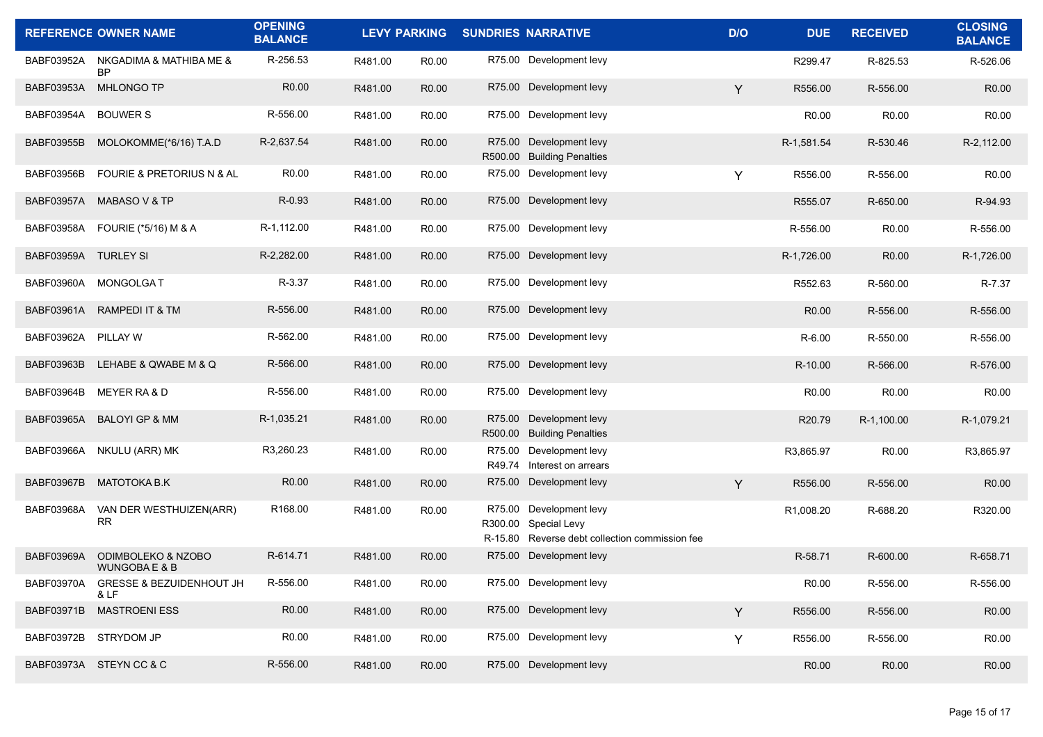| REFERENCE | OWNER NAME | OPENING BALANCE | LEVY | PARKING | SUNDRIES | NARRATIVE | D/O | DUE | RECEIVED | CLOSING BALANCE |
|---|---|---|---|---|---|---|---|---|---|---|
| BABF03952A | NKGADIMA & MATHIBA ME & BP | R-256.53 | R481.00 | R0.00 | R75.00 | Development levy | | R299.47 | R-825.53 | R-526.06 |
| BABF03953A | MHLONGO TP | R0.00 | R481.00 | R0.00 | R75.00 | Development levy | Y | R556.00 | R-556.00 | R0.00 |
| BABF03954A | BOUWER S | R-556.00 | R481.00 | R0.00 | R75.00 | Development levy | | R0.00 | R0.00 | R0.00 |
| BABF03955B | MOLOKOMME(*6/16) T.A.D | R-2,637.54 | R481.00 | R0.00 | R75.00<br>R500.00 | Development levy<br>Building Penalties | | R-1,581.54 | R-530.46 | R-2,112.00 |
| BABF03956B | FOURIE & PRETORIUS N & AL | R0.00 | R481.00 | R0.00 | R75.00 | Development levy | Y | R556.00 | R-556.00 | R0.00 |
| BABF03957A | MABASO V & TP | R-0.93 | R481.00 | R0.00 | R75.00 | Development levy | | R555.07 | R-650.00 | R-94.93 |
| BABF03958A | FOURIE (*5/16) M & A | R-1,112.00 | R481.00 | R0.00 | R75.00 | Development levy | | R-556.00 | R0.00 | R-556.00 |
| BABF03959A | TURLEY SI | R-2,282.00 | R481.00 | R0.00 | R75.00 | Development levy | | R-1,726.00 | R0.00 | R-1,726.00 |
| BABF03960A | MONGOLGA T | R-3.37 | R481.00 | R0.00 | R75.00 | Development levy | | R552.63 | R-560.00 | R-7.37 |
| BABF03961A | RAMPEDI IT & TM | R-556.00 | R481.00 | R0.00 | R75.00 | Development levy | | R0.00 | R-556.00 | R-556.00 |
| BABF03962A | PILLAY W | R-562.00 | R481.00 | R0.00 | R75.00 | Development levy | | R-6.00 | R-550.00 | R-556.00 |
| BABF03963B | LEHABE & QWABE M & Q | R-566.00 | R481.00 | R0.00 | R75.00 | Development levy | | R-10.00 | R-566.00 | R-576.00 |
| BABF03964B | MEYER RA & D | R-556.00 | R481.00 | R0.00 | R75.00 | Development levy | | R0.00 | R0.00 | R0.00 |
| BABF03965A | BALOYI GP & MM | R-1,035.21 | R481.00 | R0.00 | R75.00<br>R500.00 | Development levy<br>Building Penalties | | R20.79 | R-1,100.00 | R-1,079.21 |
| BABF03966A | NKULU (ARR) MK | R3,260.23 | R481.00 | R0.00 | R75.00<br>R49.74 | Development levy<br>Interest on arrears | | R3,865.97 | R0.00 | R3,865.97 |
| BABF03967B | MATOTOKA B.K | R0.00 | R481.00 | R0.00 | R75.00 | Development levy | Y | R556.00 | R-556.00 | R0.00 |
| BABF03968A | VAN DER WESTHUIZEN(ARR) RR | R168.00 | R481.00 | R0.00 | R75.00<br>R300.00<br>R-15.80 | Development levy<br>Special Levy<br>Reverse debt collection commission fee | | R1,008.20 | R-688.20 | R320.00 |
| BABF03969A | ODIMBOLEKO & NZOBO WUNGOBA E & B | R-614.71 | R481.00 | R0.00 | R75.00 | Development levy | | R-58.71 | R-600.00 | R-658.71 |
| BABF03970A | GRESSE & BEZUIDENHOUT JH & LF | R-556.00 | R481.00 | R0.00 | R75.00 | Development levy | | R0.00 | R-556.00 | R-556.00 |
| BABF03971B | MASTROENI ESS | R0.00 | R481.00 | R0.00 | R75.00 | Development levy | Y | R556.00 | R-556.00 | R0.00 |
| BABF03972B | STRYDOM JP | R0.00 | R481.00 | R0.00 | R75.00 | Development levy | Y | R556.00 | R-556.00 | R0.00 |
| BABF03973A | STEYN CC & C | R-556.00 | R481.00 | R0.00 | R75.00 | Development levy | | R0.00 | R0.00 | R0.00 |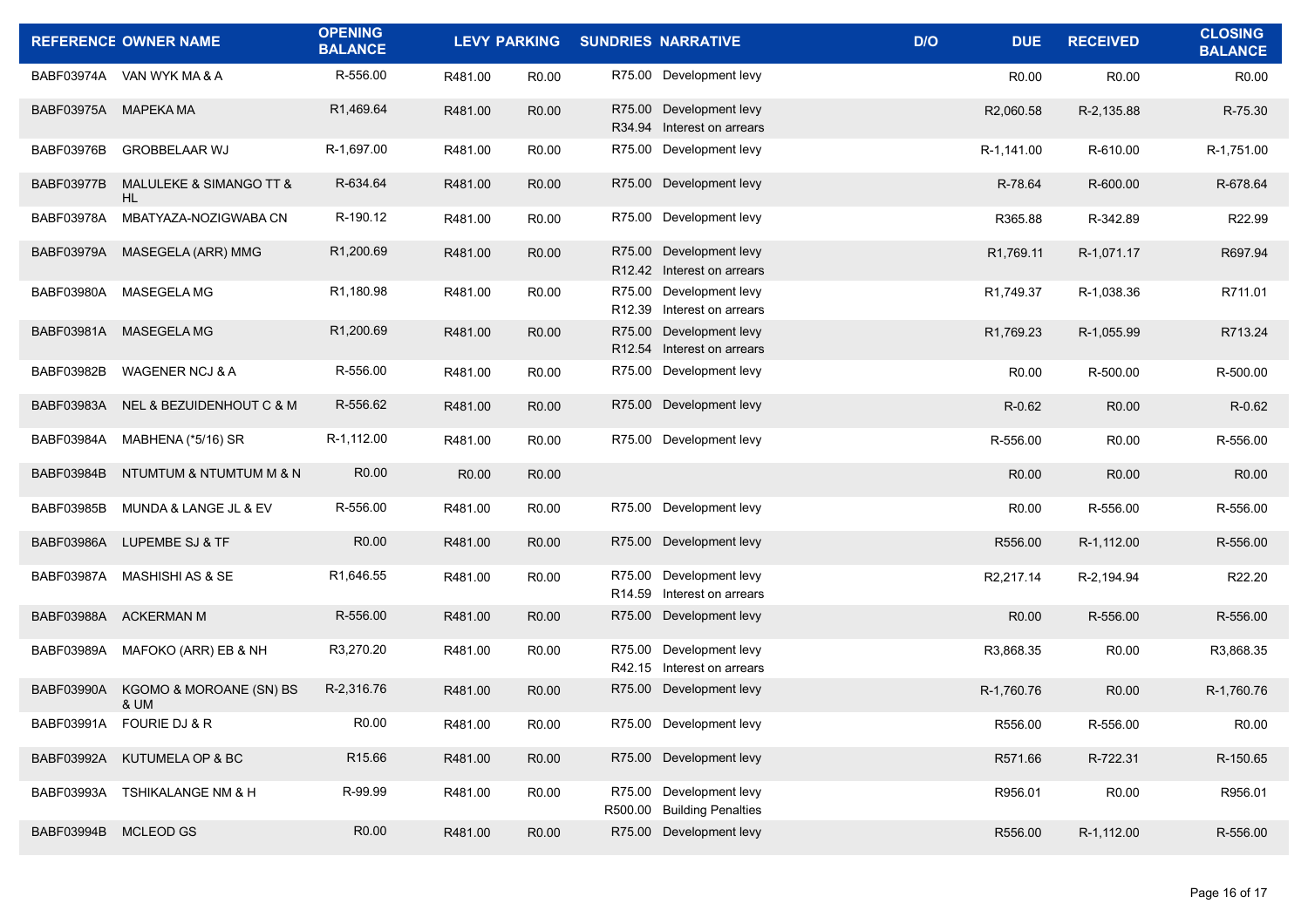| REFERENCE | OWNER NAME | OPENING BALANCE | LEVY | PARKING | SUNDRIES | NARRATIVE | D/O | DUE | RECEIVED | CLOSING BALANCE |
|---|---|---|---|---|---|---|---|---|---|---|
| BABF03974A | VAN WYK MA & A | R-556.00 | R481.00 | R0.00 | R75.00 | Development levy | | R0.00 | R0.00 | R0.00 |
| BABF03975A | MAPEKA MA | R1,469.64 | R481.00 | R0.00 | R75.00<br>R34.94 | Development levy<br>Interest on arrears | | R2,060.58 | R-2,135.88 | R-75.30 |
| BABF03976B | GROBBELAAR WJ | R-1,697.00 | R481.00 | R0.00 | R75.00 | Development levy | | R-1,141.00 | R-610.00 | R-1,751.00 |
| BABF03977B | MALULEKE & SIMANGO TT & HL | R-634.64 | R481.00 | R0.00 | R75.00 | Development levy | | R-78.64 | R-600.00 | R-678.64 |
| BABF03978A | MBATYAZA-NOZIGWABA CN | R-190.12 | R481.00 | R0.00 | R75.00 | Development levy | | R365.88 | R-342.89 | R22.99 |
| BABF03979A | MASEGELA (ARR) MMG | R1,200.69 | R481.00 | R0.00 | R75.00<br>R12.42 | Development levy<br>Interest on arrears | | R1,769.11 | R-1,071.17 | R697.94 |
| BABF03980A | MASEGELA MG | R1,180.98 | R481.00 | R0.00 | R75.00<br>R12.39 | Development levy<br>Interest on arrears | | R1,749.37 | R-1,038.36 | R711.01 |
| BABF03981A | MASEGELA MG | R1,200.69 | R481.00 | R0.00 | R75.00<br>R12.54 | Development levy<br>Interest on arrears | | R1,769.23 | R-1,055.99 | R713.24 |
| BABF03982B | WAGENER NCJ & A | R-556.00 | R481.00 | R0.00 | R75.00 | Development levy | | R0.00 | R-500.00 | R-500.00 |
| BABF03983A | NEL & BEZUIDENHOUT C & M | R-556.62 | R481.00 | R0.00 | R75.00 | Development levy | | R-0.62 | R0.00 | R-0.62 |
| BABF03984A | MABHENA (*5/16) SR | R-1,112.00 | R481.00 | R0.00 | R75.00 | Development levy | | R-556.00 | R0.00 | R-556.00 |
| BABF03984B | NTUMTUM & NTUMTUM M & N | R0.00 | R0.00 | R0.00 | | | | R0.00 | R0.00 | R0.00 |
| BABF03985B | MUNDA & LANGE JL & EV | R-556.00 | R481.00 | R0.00 | R75.00 | Development levy | | R0.00 | R-556.00 | R-556.00 |
| BABF03986A | LUPEMBE SJ & TF | R0.00 | R481.00 | R0.00 | R75.00 | Development levy | | R556.00 | R-1,112.00 | R-556.00 |
| BABF03987A | MASHISHI AS & SE | R1,646.55 | R481.00 | R0.00 | R75.00<br>R14.59 | Development levy<br>Interest on arrears | | R2,217.14 | R-2,194.94 | R22.20 |
| BABF03988A | ACKERMAN M | R-556.00 | R481.00 | R0.00 | R75.00 | Development levy | | R0.00 | R-556.00 | R-556.00 |
| BABF03989A | MAFOKO (ARR) EB & NH | R3,270.20 | R481.00 | R0.00 | R75.00<br>R42.15 | Development levy<br>Interest on arrears | | R3,868.35 | R0.00 | R3,868.35 |
| BABF03990A | KGOMO & MOROANE (SN) BS & UM | R-2,316.76 | R481.00 | R0.00 | R75.00 | Development levy | | R-1,760.76 | R0.00 | R-1,760.76 |
| BABF03991A | FOURIE DJ & R | R0.00 | R481.00 | R0.00 | R75.00 | Development levy | | R556.00 | R-556.00 | R0.00 |
| BABF03992A | KUTUMELA OP & BC | R15.66 | R481.00 | R0.00 | R75.00 | Development levy | | R571.66 | R-722.31 | R-150.65 |
| BABF03993A | TSHIKALANGE NM & H | R-99.99 | R481.00 | R0.00 | R75.00<br>R500.00 | Development levy<br>Building Penalties | | R956.01 | R0.00 | R956.01 |
| BABF03994B | MCLEOD GS | R0.00 | R481.00 | R0.00 | R75.00 | Development levy | | R556.00 | R-1,112.00 | R-556.00 |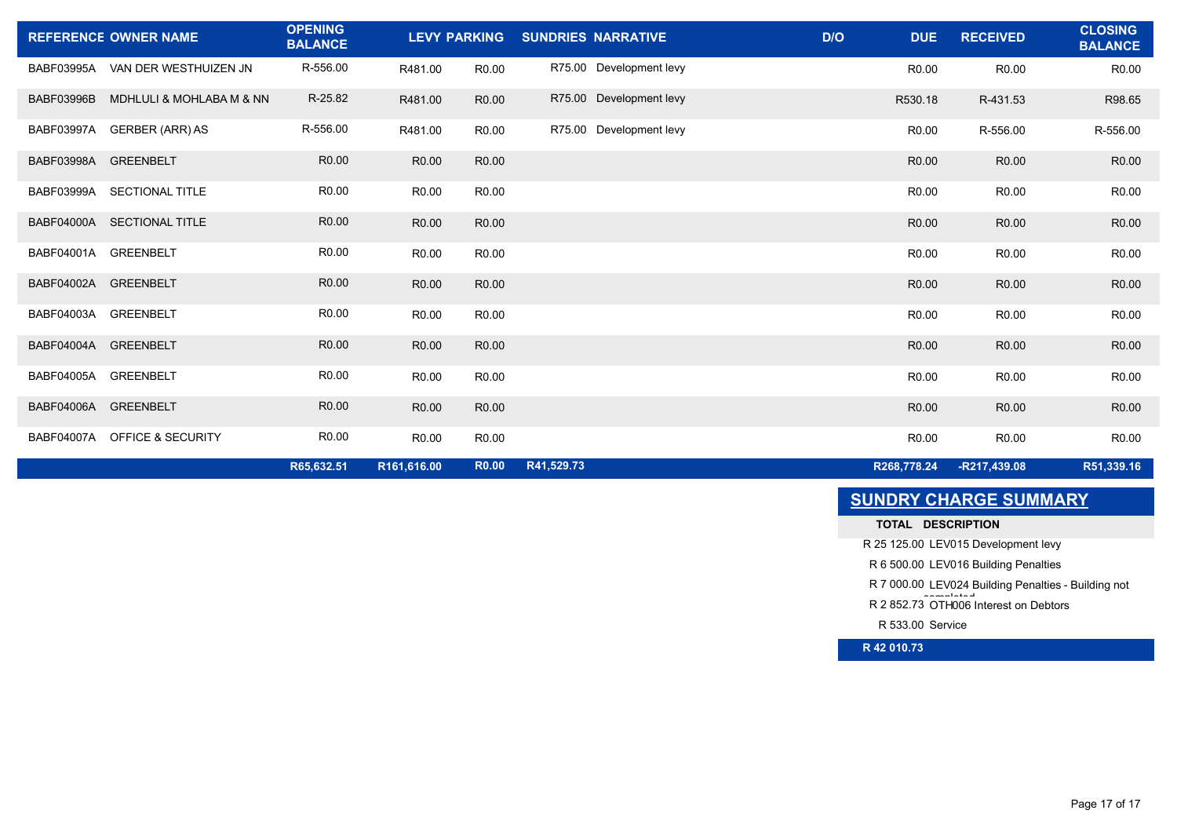| REFERENCE | OWNER NAME | OPENING BALANCE | LEVY | PARKING | SUNDRIES | NARRATIVE | D/O | DUE | RECEIVED | CLOSING BALANCE |
|---|---|---|---|---|---|---|---|---|---|---|
| BABF03995A | VAN DER WESTHUIZEN JN | R-556.00 | R481.00 | R0.00 | R75.00 | Development levy | | R0.00 | R0.00 | R0.00 |
| BABF03996B | MDHLULI & MOHLABA M & NN | R-25.82 | R481.00 | R0.00 | R75.00 | Development levy | | R530.18 | R-431.53 | R98.65 |
| BABF03997A | GERBER (ARR) AS | R-556.00 | R481.00 | R0.00 | R75.00 | Development levy | | R0.00 | R-556.00 | R-556.00 |
| BABF03998A | GREENBELT | R0.00 | R0.00 | R0.00 | | | | R0.00 | R0.00 | R0.00 |
| BABF03999A | SECTIONAL TITLE | R0.00 | R0.00 | R0.00 | | | | R0.00 | R0.00 | R0.00 |
| BABF04000A | SECTIONAL TITLE | R0.00 | R0.00 | R0.00 | | | | R0.00 | R0.00 | R0.00 |
| BABF04001A | GREENBELT | R0.00 | R0.00 | R0.00 | | | | R0.00 | R0.00 | R0.00 |
| BABF04002A | GREENBELT | R0.00 | R0.00 | R0.00 | | | | R0.00 | R0.00 | R0.00 |
| BABF04003A | GREENBELT | R0.00 | R0.00 | R0.00 | | | | R0.00 | R0.00 | R0.00 |
| BABF04004A | GREENBELT | R0.00 | R0.00 | R0.00 | | | | R0.00 | R0.00 | R0.00 |
| BABF04005A | GREENBELT | R0.00 | R0.00 | R0.00 | | | | R0.00 | R0.00 | R0.00 |
| BABF04006A | GREENBELT | R0.00 | R0.00 | R0.00 | | | | R0.00 | R0.00 | R0.00 |
| BABF04007A | OFFICE & SECURITY | R0.00 | R0.00 | R0.00 | | | | R0.00 | R0.00 | R0.00 |
| | | **R65,632.51** | **R161,616.00** | **R0.00** | **R41,529.73** | | | **R268,778.24** | **-R217,439.08** | **R51,339.16** |

## SUNDRY CHARGE SUMMARY

| TOTAL | DESCRIPTION |
|---|---|
| R 25 125.00 | LEV015 Development levy |
| R 6 500.00 | LEV016 Building Penalties |
| R 7 000.00 | LEV024 Building Penalties - Building not completed |
| R 2 852.73 | OTH006 Interest on Debtors |
| R 533.00 | Service |
| **R 42 010.73** | |